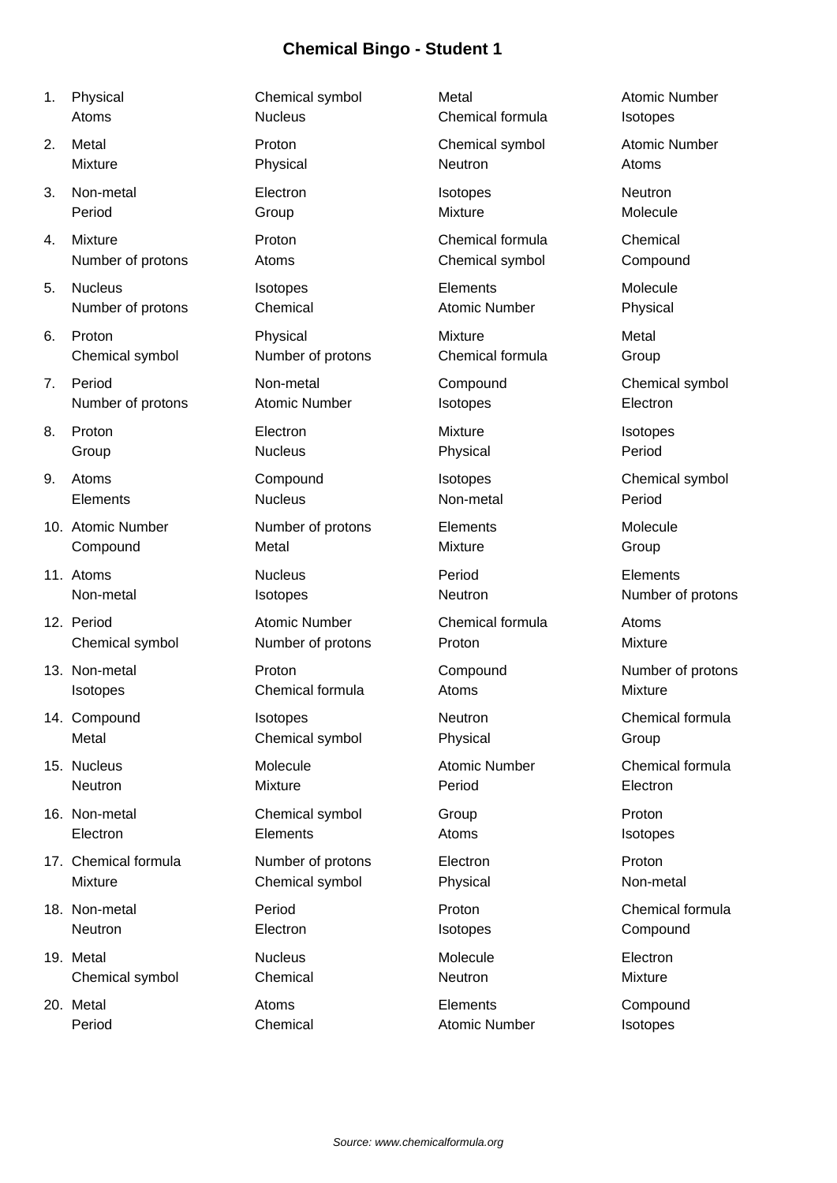# Chemical Bingo - Student 1

| No. | | | | |
|---|---|---|---|---|
| 1. | Physical | Chemical symbol | Metal | Atomic Number |
| | Atoms | Nucleus | Chemical formula | Isotopes |
| 2. | Metal | Proton | Chemical symbol | Atomic Number |
| | Mixture | Physical | Neutron | Atoms |
| 3. | Non-metal | Electron | Isotopes | Neutron |
| | Period | Group | Mixture | Molecule |
| 4. | Mixture | Proton | Chemical formula | Chemical |
| | Number of protons | Atoms | Chemical symbol | Compound |
| 5. | Nucleus | Isotopes | Elements | Molecule |
| | Number of protons | Chemical | Atomic Number | Physical |
| 6. | Proton | Physical | Mixture | Metal |
| | Chemical symbol | Number of protons | Chemical formula | Group |
| 7. | Period | Non-metal | Compound | Chemical symbol |
| | Number of protons | Atomic Number | Isotopes | Electron |
| 8. | Proton | Electron | Mixture | Isotopes |
| | Group | Nucleus | Physical | Period |
| 9. | Atoms | Compound | Isotopes | Chemical symbol |
| | Elements | Nucleus | Non-metal | Period |
| 10. | Atomic Number | Number of protons | Elements | Molecule |
| | Compound | Metal | Mixture | Group |
| 11. | Atoms | Nucleus | Period | Elements |
| | Non-metal | Isotopes | Neutron | Number of protons |
| 12. | Period | Atomic Number | Chemical formula | Atoms |
| | Chemical symbol | Number of protons | Proton | Mixture |
| 13. | Non-metal | Proton | Compound | Number of protons |
| | Isotopes | Chemical formula | Atoms | Mixture |
| 14. | Compound | Isotopes | Neutron | Chemical formula |
| | Metal | Chemical symbol | Physical | Group |
| 15. | Nucleus | Molecule | Atomic Number | Chemical formula |
| | Neutron | Mixture | Period | Electron |
| 16. | Non-metal | Chemical symbol | Group | Proton |
| | Electron | Elements | Atoms | Isotopes |
| 17. | Chemical formula | Number of protons | Electron | Proton |
| | Mixture | Chemical symbol | Physical | Non-metal |
| 18. | Non-metal | Period | Proton | Chemical formula |
| | Neutron | Electron | Isotopes | Compound |
| 19. | Metal | Nucleus | Molecule | Electron |
| | Chemical symbol | Chemical | Neutron | Mixture |
| 20. | Metal | Atoms | Elements | Compound |
| | Period | Chemical | Atomic Number | Isotopes |

*Source: www.chemicalformula.org*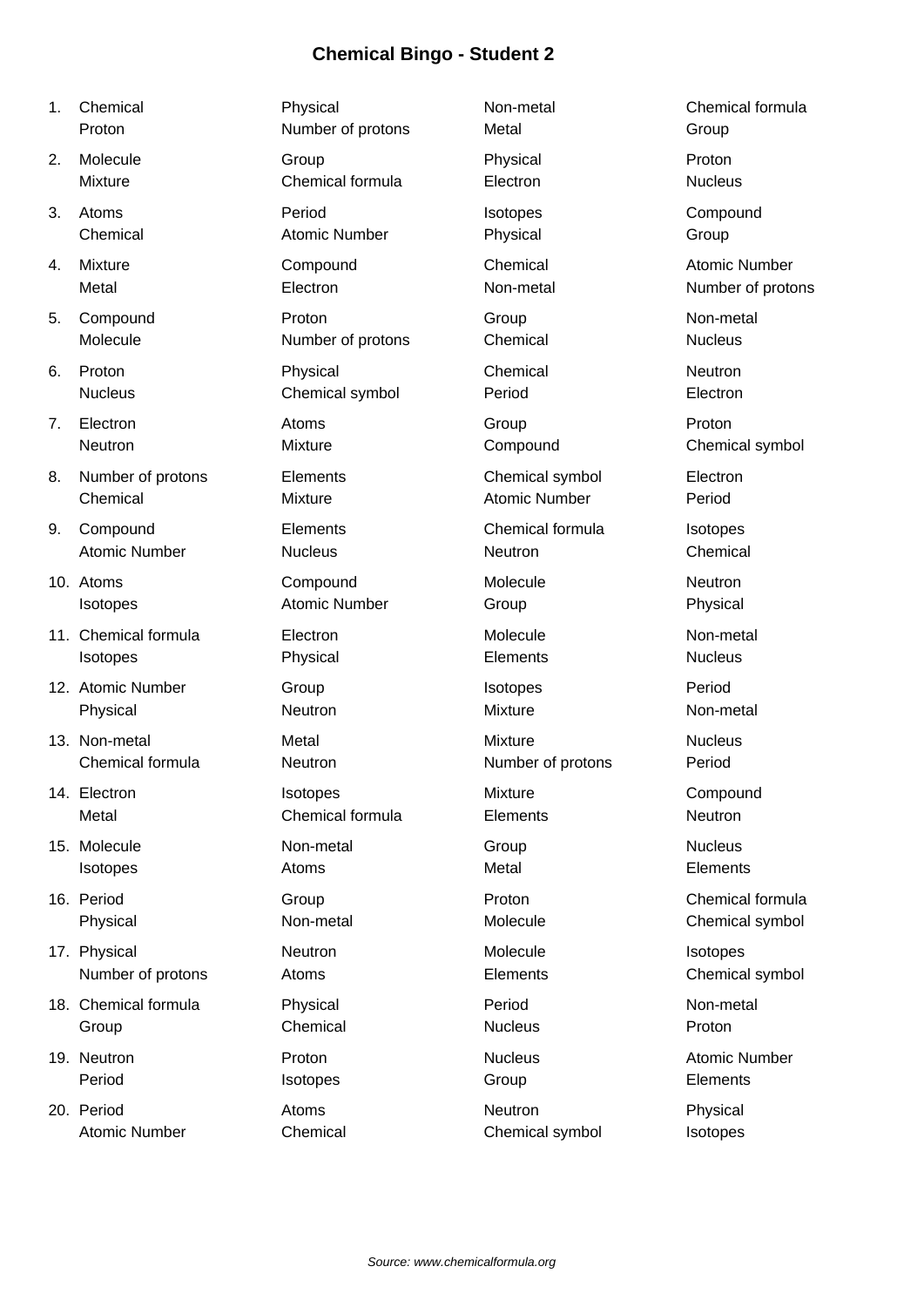# Chemical Bingo - Student 2

1. Chemical | Physical | Non-metal | Chemical formula
   Proton | Number of protons | Metal | Group
2. Molecule | Group | Physical | Proton
   Mixture | Chemical formula | Electron | Nucleus
3. Atoms | Period | Isotopes | Compound
   Chemical | Atomic Number | Physical | Group
4. Mixture | Compound | Chemical | Atomic Number
   Metal | Electron | Non-metal | Number of protons
5. Compound | Proton | Group | Non-metal
   Molecule | Number of protons | Chemical | Nucleus
6. Proton | Physical | Chemical | Neutron
   Nucleus | Chemical symbol | Period | Electron
7. Electron | Atoms | Group | Proton
   Neutron | Mixture | Compound | Chemical symbol
8. Number of protons | Elements | Chemical symbol | Electron
   Chemical | Mixture | Atomic Number | Period
9. Compound | Elements | Chemical formula | Isotopes
   Atomic Number | Nucleus | Neutron | Chemical
10. Atoms | Compound | Molecule | Neutron
    Isotopes | Atomic Number | Group | Physical
11. Chemical formula | Electron | Molecule | Non-metal
    Isotopes | Physical | Elements | Nucleus
12. Atomic Number | Group | Isotopes | Period
    Physical | Neutron | Mixture | Non-metal
13. Non-metal | Metal | Mixture | Nucleus
    Chemical formula | Neutron | Number of protons | Period
14. Electron | Isotopes | Mixture | Compound
    Metal | Chemical formula | Elements | Neutron
15. Molecule | Non-metal | Group | Nucleus
    Isotopes | Atoms | Metal | Elements
16. Period | Group | Proton | Chemical formula
    Physical | Non-metal | Molecule | Chemical symbol
17. Physical | Neutron | Molecule | Isotopes
    Number of protons | Atoms | Elements | Chemical symbol
18. Chemical formula | Physical | Period | Non-metal
    Group | Chemical | Nucleus | Proton
19. Neutron | Proton | Nucleus | Atomic Number
    Period | Isotopes | Group | Elements
20. Period | Atoms | Neutron | Physical
    Atomic Number | Chemical | Chemical symbol | Isotopes

*Source: www.chemicalformula.org*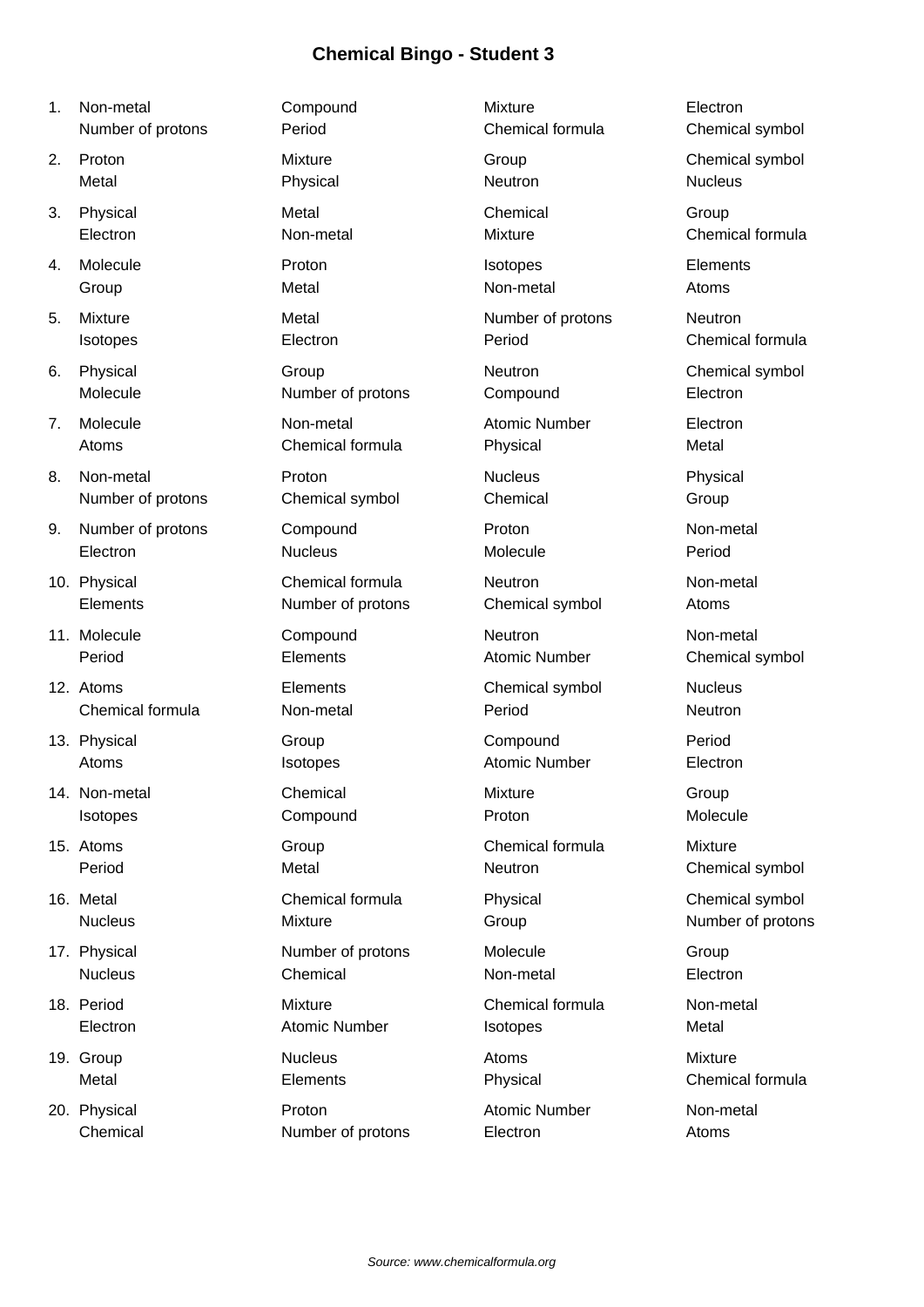# Chemical Bingo - Student 3

1. Non-metal, Compound, Mixture, Electron, Number of protons, Period, Chemical formula, Chemical symbol
2. Proton, Mixture, Group, Chemical symbol, Metal, Physical, Neutron, Nucleus
3. Physical, Metal, Chemical, Group, Electron, Non-metal, Mixture, Chemical formula
4. Molecule, Proton, Isotopes, Elements, Group, Metal, Non-metal, Atoms
5. Mixture, Metal, Number of protons, Neutron, Isotopes, Electron, Period, Chemical formula
6. Physical, Group, Neutron, Chemical symbol, Molecule, Number of protons, Compound, Electron
7. Molecule, Non-metal, Atomic Number, Electron, Atoms, Chemical formula, Physical, Metal
8. Non-metal, Proton, Nucleus, Physical, Number of protons, Chemical symbol, Chemical, Group
9. Number of protons, Compound, Proton, Non-metal, Electron, Nucleus, Molecule, Period
10. Physical, Chemical formula, Neutron, Non-metal, Elements, Number of protons, Chemical symbol, Atoms
11. Molecule, Compound, Neutron, Non-metal, Period, Elements, Atomic Number, Chemical symbol
12. Atoms, Elements, Chemical symbol, Nucleus, Chemical formula, Non-metal, Period, Neutron
13. Physical, Group, Compound, Period, Atoms, Isotopes, Atomic Number, Electron
14. Non-metal, Chemical, Mixture, Group, Isotopes, Compound, Proton, Molecule
15. Atoms, Group, Chemical formula, Mixture, Period, Metal, Neutron, Chemical symbol
16. Metal, Chemical formula, Physical, Chemical symbol, Nucleus, Mixture, Group, Number of protons
17. Physical, Number of protons, Molecule, Group, Nucleus, Chemical, Non-metal, Electron
18. Period, Mixture, Chemical formula, Non-metal, Electron, Atomic Number, Isotopes, Metal
19. Group, Nucleus, Atoms, Mixture, Metal, Elements, Physical, Chemical formula
20. Physical, Proton, Atomic Number, Non-metal, Chemical, Number of protons, Electron, Atoms

*Source: www.chemicalformula.org*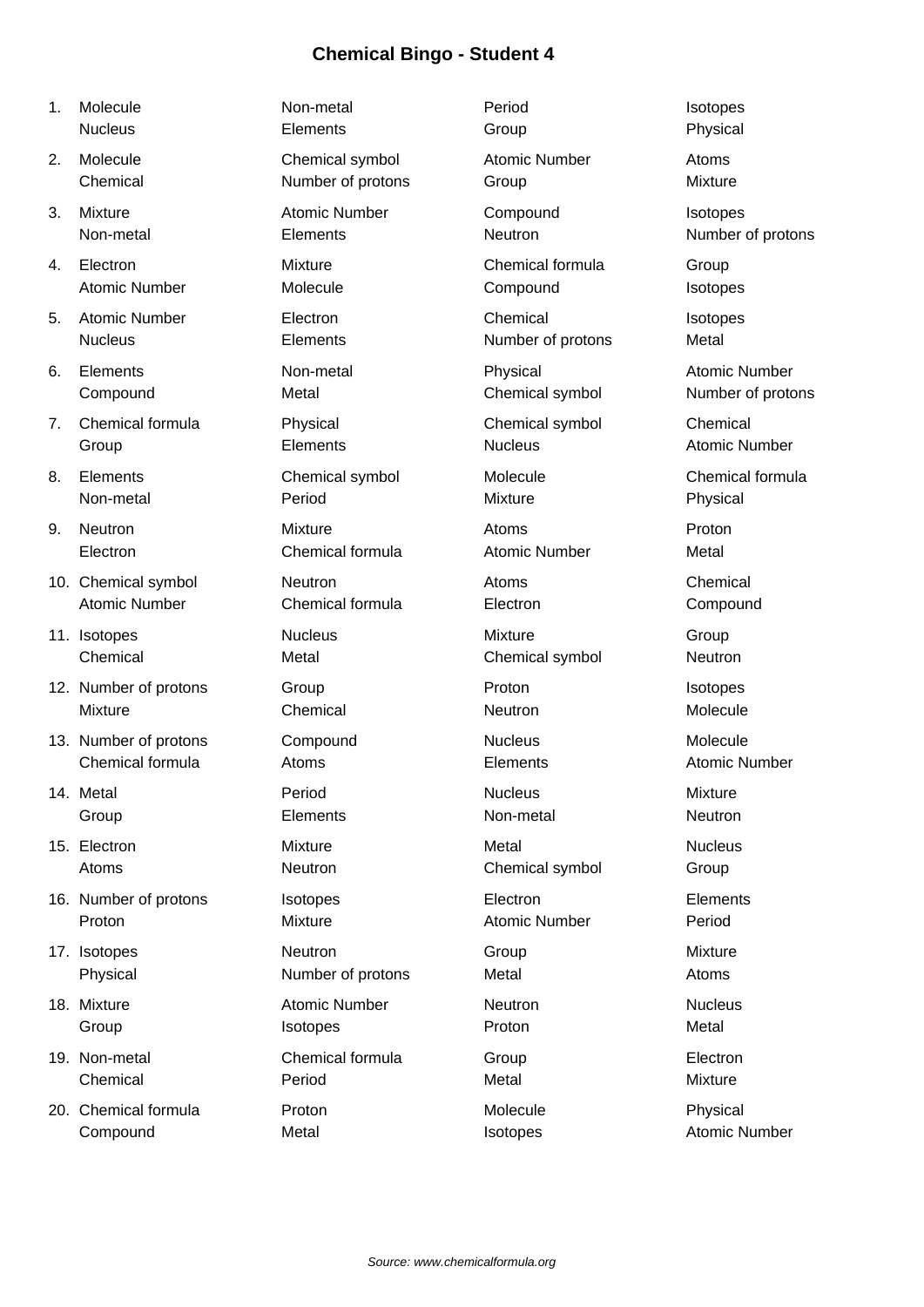# Chemical Bingo - Student 4

1. Molecule, Non-metal, Period, Isotopes, Nucleus, Elements, Group, Physical
2. Molecule, Chemical symbol, Atomic Number, Atoms, Chemical, Number of protons, Group, Mixture
3. Mixture, Atomic Number, Compound, Isotopes, Non-metal, Elements, Neutron, Number of protons
4. Electron, Mixture, Chemical formula, Group, Atomic Number, Molecule, Compound, Isotopes
5. Atomic Number, Electron, Chemical, Isotopes, Nucleus, Elements, Number of protons, Metal
6. Elements, Non-metal, Physical, Atomic Number, Compound, Metal, Chemical symbol, Number of protons
7. Chemical formula, Physical, Chemical symbol, Chemical, Group, Elements, Nucleus, Atomic Number
8. Elements, Chemical symbol, Molecule, Chemical formula, Non-metal, Period, Mixture, Physical
9. Neutron, Mixture, Atoms, Proton, Electron, Chemical formula, Atomic Number, Metal
10. Chemical symbol, Neutron, Atoms, Chemical, Atomic Number, Chemical formula, Electron, Compound
11. Isotopes, Nucleus, Mixture, Group, Chemical, Metal, Chemical symbol, Neutron
12. Number of protons, Group, Proton, Isotopes, Mixture, Chemical, Neutron, Molecule
13. Number of protons, Compound, Nucleus, Molecule, Chemical formula, Atoms, Elements, Atomic Number
14. Metal, Period, Nucleus, Mixture, Group, Elements, Non-metal, Neutron
15. Electron, Mixture, Metal, Nucleus, Atoms, Neutron, Chemical symbol, Group
16. Number of protons, Isotopes, Electron, Elements, Proton, Mixture, Atomic Number, Period
17. Isotopes, Neutron, Group, Mixture, Physical, Number of protons, Metal, Atoms
18. Mixture, Atomic Number, Neutron, Nucleus, Group, Isotopes, Proton, Metal
19. Non-metal, Chemical formula, Group, Electron, Chemical, Period, Metal, Mixture
20. Chemical formula, Proton, Molecule, Physical, Compound, Metal, Isotopes, Atomic Number

*Source: www.chemicalformula.org*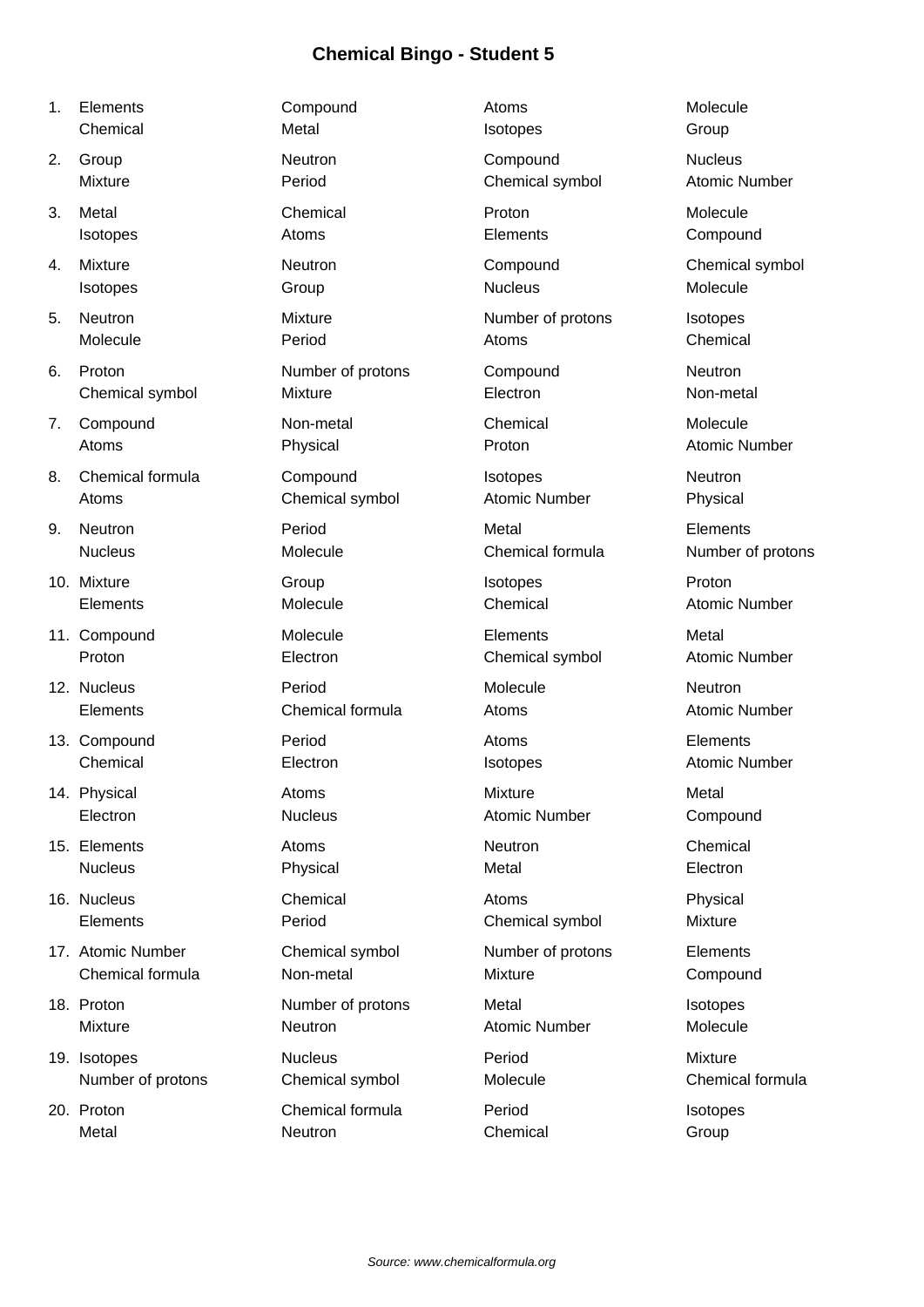# Chemical Bingo - Student 5

1. Elements, Compound, Atoms, Molecule, Chemical, Metal, Isotopes, Group
2. Group, Neutron, Compound, Nucleus, Mixture, Period, Chemical symbol, Atomic Number
3. Metal, Chemical, Proton, Molecule, Isotopes, Atoms, Elements, Compound
4. Mixture, Neutron, Compound, Chemical symbol, Isotopes, Group, Nucleus, Molecule
5. Neutron, Mixture, Number of protons, Isotopes, Molecule, Period, Atoms, Chemical
6. Proton, Number of protons, Compound, Neutron, Chemical symbol, Mixture, Electron, Non-metal
7. Compound, Non-metal, Chemical, Molecule, Atoms, Physical, Proton, Atomic Number
8. Chemical formula, Compound, Isotopes, Neutron, Atoms, Chemical symbol, Atomic Number, Physical
9. Neutron, Period, Metal, Elements, Nucleus, Molecule, Chemical formula, Number of protons
10. Mixture, Group, Isotopes, Proton, Elements, Molecule, Chemical, Atomic Number
11. Compound, Molecule, Elements, Metal, Proton, Electron, Chemical symbol, Atomic Number
12. Nucleus, Period, Molecule, Neutron, Elements, Chemical formula, Atoms, Atomic Number
13. Compound, Period, Atoms, Elements, Chemical, Electron, Isotopes, Atomic Number
14. Physical, Atoms, Mixture, Metal, Electron, Nucleus, Atomic Number, Compound
15. Elements, Atoms, Neutron, Chemical, Nucleus, Physical, Metal, Electron
16. Nucleus, Chemical, Atoms, Physical, Elements, Period, Chemical symbol, Mixture
17. Atomic Number, Chemical symbol, Number of protons, Elements, Chemical formula, Non-metal, Mixture, Compound
18. Proton, Number of protons, Metal, Isotopes, Mixture, Neutron, Atomic Number, Molecule
19. Isotopes, Nucleus, Period, Mixture, Number of protons, Chemical symbol, Molecule, Chemical formula
20. Proton, Chemical formula, Period, Isotopes, Metal, Neutron, Chemical, Group

Source: www.chemicalformula.org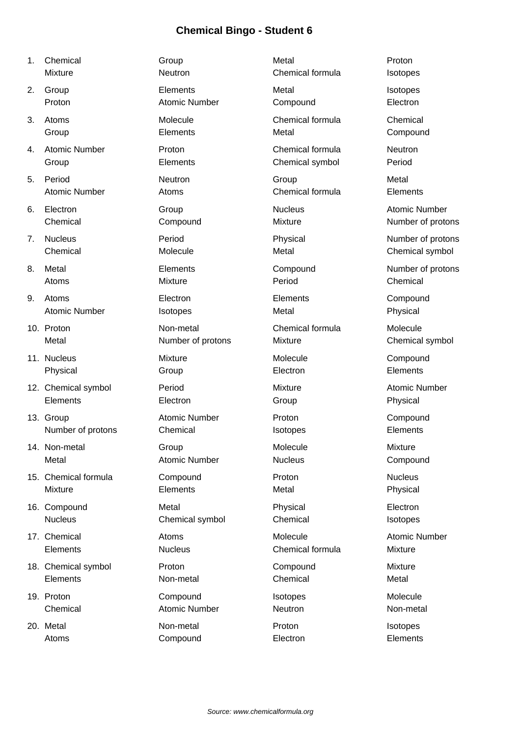# Chemical Bingo - Student 6

| # | | | | |
|---|---|---|---|---|
| 1. | Chemical | Group | Metal | Proton |
| | Mixture | Neutron | Chemical formula | Isotopes |
| 2. | Group | Elements | Metal | Isotopes |
| | Proton | Atomic Number | Compound | Electron |
| 3. | Atoms | Molecule | Chemical formula | Chemical |
| | Group | Elements | Metal | Compound |
| 4. | Atomic Number | Proton | Chemical formula | Neutron |
| | Group | Elements | Chemical symbol | Period |
| 5. | Period | Neutron | Group | Metal |
| | Atomic Number | Atoms | Chemical formula | Elements |
| 6. | Electron | Group | Nucleus | Atomic Number |
| | Chemical | Compound | Mixture | Number of protons |
| 7. | Nucleus | Period | Physical | Number of protons |
| | Chemical | Molecule | Metal | Chemical symbol |
| 8. | Metal | Elements | Compound | Number of protons |
| | Atoms | Mixture | Period | Chemical |
| 9. | Atoms | Electron | Elements | Compound |
| | Atomic Number | Isotopes | Metal | Physical |
| 10. | Proton | Non-metal | Chemical formula | Molecule |
| | Metal | Number of protons | Mixture | Chemical symbol |
| 11. | Nucleus | Mixture | Molecule | Compound |
| | Physical | Group | Electron | Elements |
| 12. | Chemical symbol | Period | Mixture | Atomic Number |
| | Elements | Electron | Group | Physical |
| 13. | Group | Atomic Number | Proton | Compound |
| | Number of protons | Chemical | Isotopes | Elements |
| 14. | Non-metal | Group | Molecule | Mixture |
| | Metal | Atomic Number | Nucleus | Compound |
| 15. | Chemical formula | Compound | Proton | Nucleus |
| | Mixture | Elements | Metal | Physical |
| 16. | Compound | Metal | Physical | Electron |
| | Nucleus | Chemical symbol | Chemical | Isotopes |
| 17. | Chemical | Atoms | Molecule | Atomic Number |
| | Elements | Nucleus | Chemical formula | Mixture |
| 18. | Chemical symbol | Proton | Compound | Mixture |
| | Elements | Non-metal | Chemical | Metal |
| 19. | Proton | Compound | Isotopes | Molecule |
| | Chemical | Atomic Number | Neutron | Non-metal |
| 20. | Metal | Non-metal | Proton | Isotopes |
| | Atoms | Compound | Electron | Elements |

*Source: www.chemicalformula.org*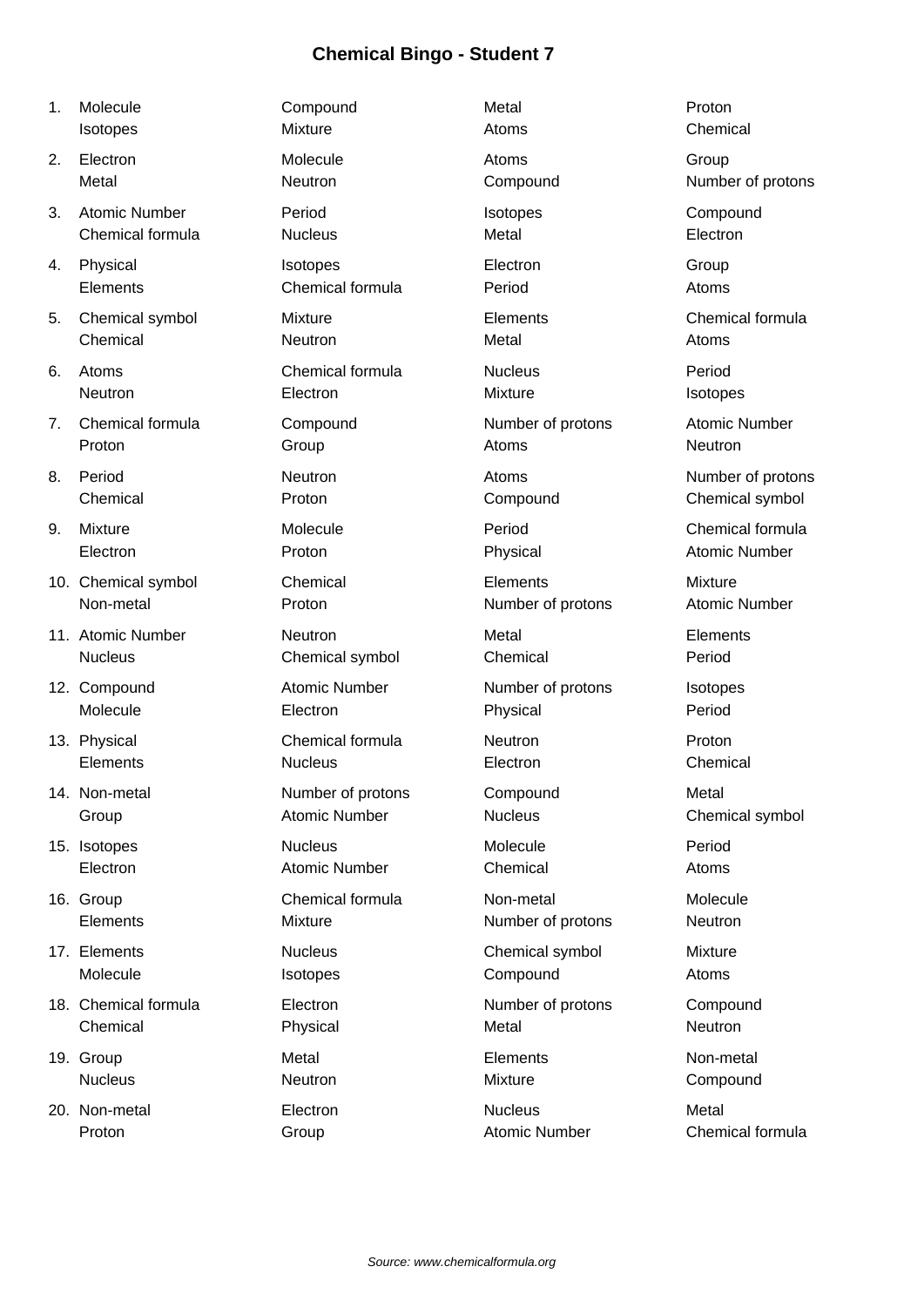# Chemical Bingo - Student 7

1. Molecule, Compound, Metal, Proton, Isotopes, Mixture, Atoms, Chemical
2. Electron, Molecule, Atoms, Group, Metal, Neutron, Compound, Number of protons
3. Atomic Number, Period, Isotopes, Compound, Chemical formula, Nucleus, Metal, Electron
4. Physical, Isotopes, Electron, Group, Elements, Chemical formula, Period, Atoms
5. Chemical symbol, Mixture, Elements, Chemical formula, Chemical, Neutron, Metal, Atoms
6. Atoms, Chemical formula, Nucleus, Period, Neutron, Electron, Mixture, Isotopes
7. Chemical formula, Compound, Number of protons, Atomic Number, Proton, Group, Atoms, Neutron
8. Period, Neutron, Atoms, Number of protons, Chemical, Proton, Compound, Chemical symbol
9. Mixture, Molecule, Period, Chemical formula, Electron, Proton, Physical, Atomic Number
10. Chemical symbol, Chemical, Elements, Mixture, Non-metal, Proton, Number of protons, Atomic Number
11. Atomic Number, Neutron, Metal, Elements, Nucleus, Chemical symbol, Chemical, Period
12. Compound, Atomic Number, Number of protons, Isotopes, Molecule, Electron, Physical, Period
13. Physical, Chemical formula, Neutron, Proton, Elements, Nucleus, Electron, Chemical
14. Non-metal, Number of protons, Compound, Metal, Group, Atomic Number, Nucleus, Chemical symbol
15. Isotopes, Nucleus, Molecule, Period, Electron, Atomic Number, Chemical, Atoms
16. Group, Chemical formula, Non-metal, Molecule, Elements, Mixture, Number of protons, Neutron
17. Elements, Nucleus, Chemical symbol, Mixture, Molecule, Isotopes, Compound, Atoms
18. Chemical formula, Electron, Number of protons, Compound, Chemical, Physical, Metal, Neutron
19. Group, Metal, Elements, Non-metal, Nucleus, Neutron, Mixture, Compound
20. Non-metal, Electron, Nucleus, Metal, Proton, Group, Atomic Number, Chemical formula

*Source: www.chemicalformula.org*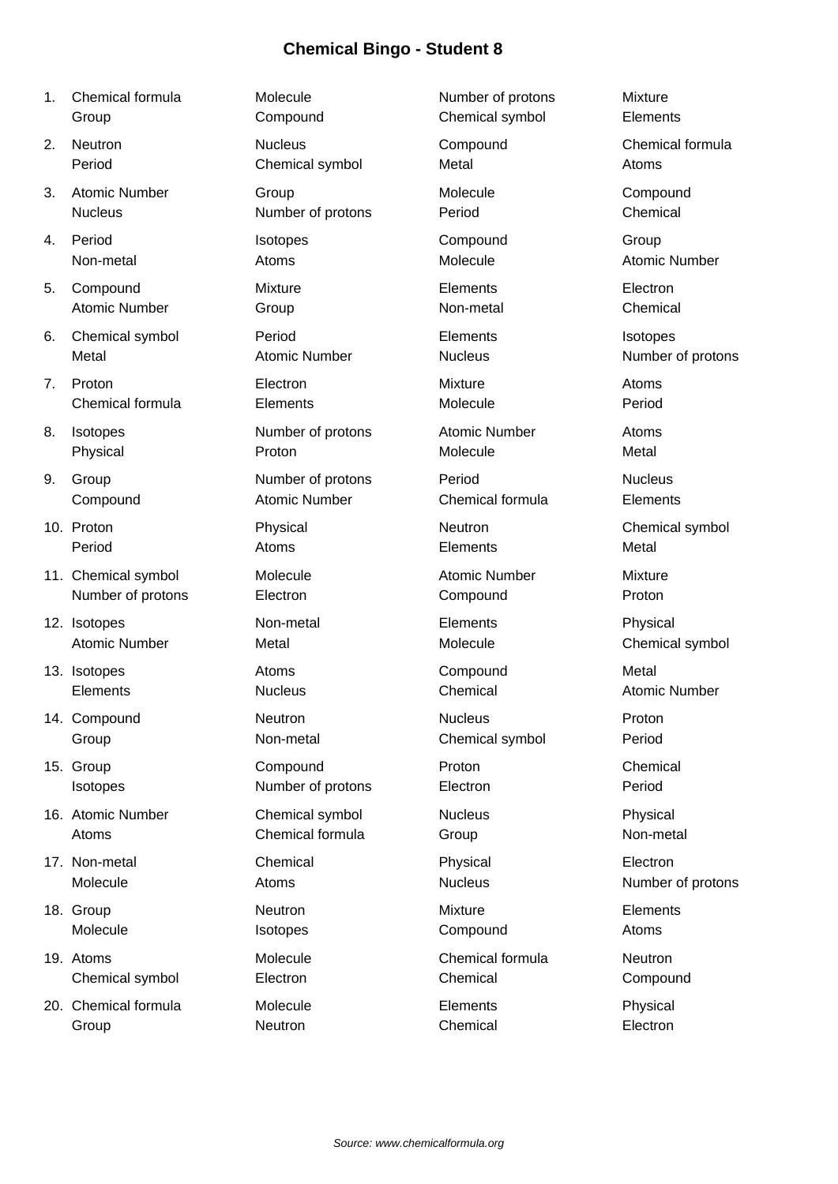# Chemical Bingo - Student 8

1. Chemical formula, Molecule, Number of protons, Mixture, Group, Compound, Chemical symbol, Elements
2. Neutron, Nucleus, Compound, Chemical formula, Period, Chemical symbol, Metal, Atoms
3. Atomic Number, Group, Molecule, Compound, Nucleus, Number of protons, Period, Chemical
4. Period, Isotopes, Compound, Group, Non-metal, Atoms, Molecule, Atomic Number
5. Compound, Mixture, Elements, Electron, Atomic Number, Group, Non-metal, Chemical
6. Chemical symbol, Period, Elements, Isotopes, Metal, Atomic Number, Nucleus, Number of protons
7. Proton, Electron, Mixture, Atoms, Chemical formula, Elements, Molecule, Period
8. Isotopes, Number of protons, Atomic Number, Atoms, Physical, Proton, Molecule, Metal
9. Group, Number of protons, Period, Nucleus, Compound, Atomic Number, Chemical formula, Elements
10. Proton, Physical, Neutron, Chemical symbol, Period, Atoms, Elements, Metal
11. Chemical symbol, Molecule, Atomic Number, Mixture, Number of protons, Electron, Compound, Proton
12. Isotopes, Non-metal, Elements, Physical, Atomic Number, Metal, Molecule, Chemical symbol
13. Isotopes, Atoms, Compound, Metal, Elements, Nucleus, Chemical, Atomic Number
14. Compound, Neutron, Nucleus, Proton, Group, Non-metal, Chemical symbol, Period
15. Group, Compound, Proton, Chemical, Isotopes, Number of protons, Electron, Period
16. Atomic Number, Chemical symbol, Nucleus, Physical, Atoms, Chemical formula, Group, Non-metal
17. Non-metal, Chemical, Physical, Electron, Molecule, Atoms, Nucleus, Number of protons
18. Group, Neutron, Mixture, Elements, Molecule, Isotopes, Compound, Atoms
19. Atoms, Molecule, Chemical formula, Neutron, Chemical symbol, Electron, Chemical, Compound
20. Chemical formula, Molecule, Elements, Physical, Group, Neutron, Chemical, Electron

*Source: www.chemicalformula.org*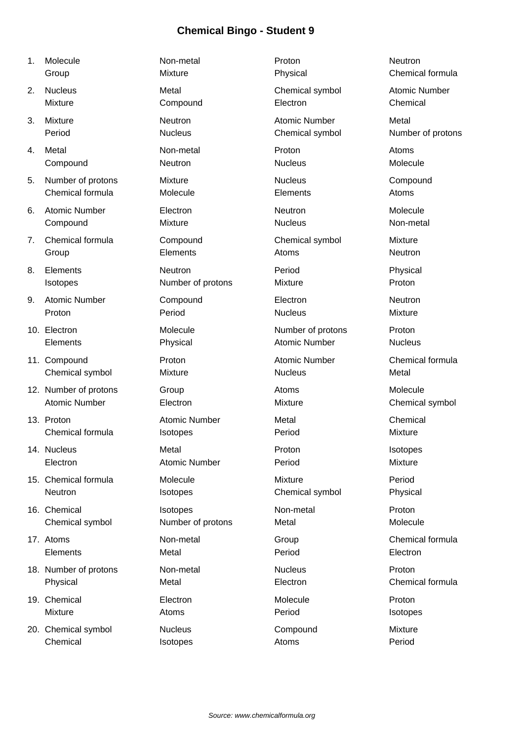# Chemical Bingo - Student 9

1. Molecule, Non-metal, Proton, Neutron, Group, Mixture, Physical, Chemical formula
2. Nucleus, Metal, Chemical symbol, Atomic Number, Mixture, Compound, Electron, Chemical
3. Mixture, Neutron, Atomic Number, Metal, Period, Nucleus, Chemical symbol, Number of protons
4. Metal, Non-metal, Proton, Atoms, Compound, Neutron, Nucleus, Molecule
5. Number of protons, Mixture, Nucleus, Compound, Chemical formula, Molecule, Elements, Atoms
6. Atomic Number, Electron, Neutron, Molecule, Compound, Mixture, Nucleus, Non-metal
7. Chemical formula, Compound, Chemical symbol, Mixture, Group, Elements, Atoms, Neutron
8. Elements, Neutron, Period, Physical, Isotopes, Number of protons, Mixture, Proton
9. Atomic Number, Compound, Electron, Neutron, Proton, Period, Nucleus, Mixture
10. Electron, Molecule, Number of protons, Proton, Elements, Physical, Atomic Number, Nucleus
11. Compound, Proton, Atomic Number, Chemical formula, Chemical symbol, Mixture, Nucleus, Metal
12. Number of protons, Group, Atoms, Molecule, Atomic Number, Electron, Mixture, Chemical symbol
13. Proton, Atomic Number, Metal, Chemical, Chemical formula, Isotopes, Period, Mixture
14. Nucleus, Metal, Proton, Isotopes, Electron, Atomic Number, Period, Mixture
15. Chemical formula, Molecule, Mixture, Period, Neutron, Isotopes, Chemical symbol, Physical
16. Chemical, Isotopes, Non-metal, Proton, Chemical symbol, Number of protons, Metal, Molecule
17. Atoms, Non-metal, Group, Chemical formula, Elements, Metal, Period, Electron
18. Number of protons, Non-metal, Nucleus, Proton, Physical, Metal, Electron, Chemical formula
19. Chemical, Electron, Molecule, Proton, Mixture, Atoms, Period, Isotopes
20. Chemical symbol, Nucleus, Compound, Mixture, Chemical, Isotopes, Atoms, Period

*Source: www.chemicalformula.org*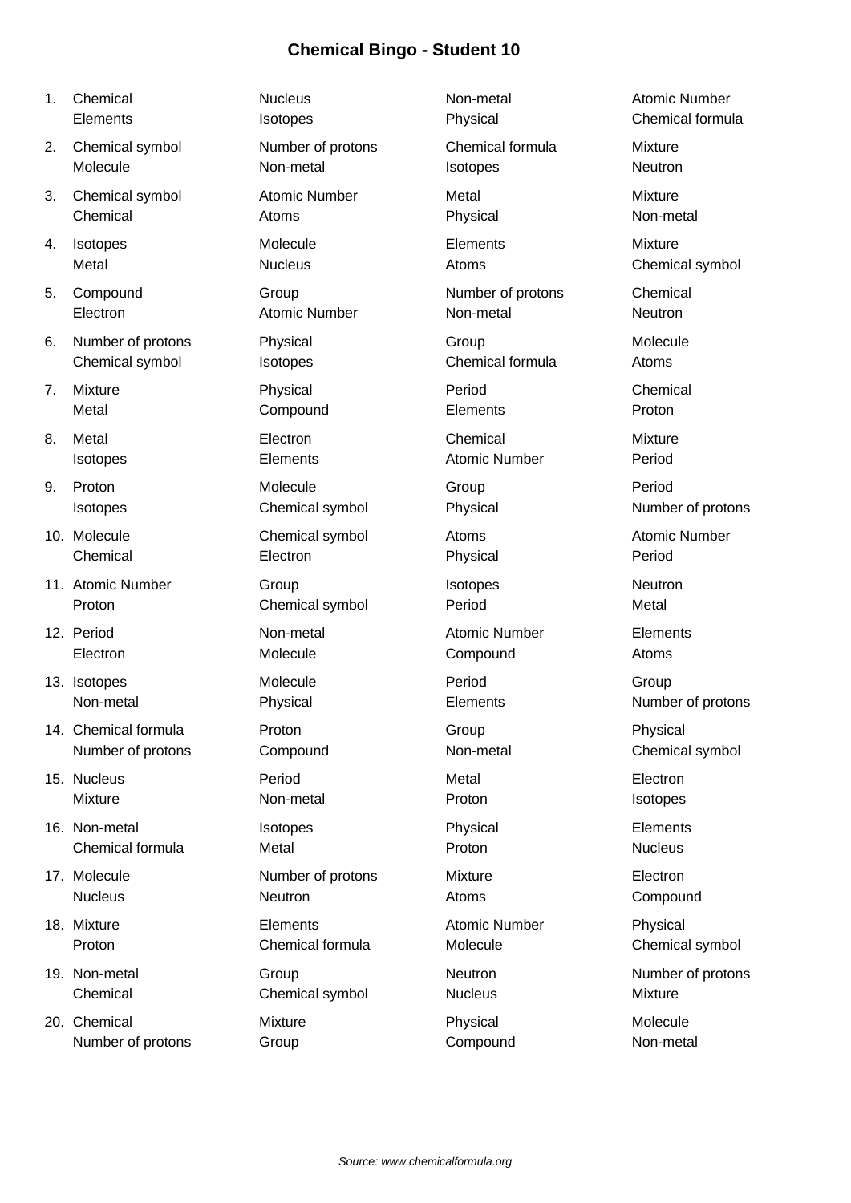# Chemical Bingo - Student 10

1. Chemical | Nucleus | Non-metal | Atomic Number
   Elements | Isotopes | Physical | Chemical formula
2. Chemical symbol | Number of protons | Chemical formula | Mixture
   Molecule | Non-metal | Isotopes | Neutron
3. Chemical symbol | Atomic Number | Metal | Mixture
   Chemical | Atoms | Physical | Non-metal
4. Isotopes | Molecule | Elements | Mixture
   Metal | Nucleus | Atoms | Chemical symbol
5. Compound | Group | Number of protons | Chemical
   Electron | Atomic Number | Non-metal | Neutron
6. Number of protons | Physical | Group | Molecule
   Chemical symbol | Isotopes | Chemical formula | Atoms
7. Mixture | Physical | Period | Chemical
   Metal | Compound | Elements | Proton
8. Metal | Electron | Chemical | Mixture
   Isotopes | Elements | Atomic Number | Period
9. Proton | Molecule | Group | Period
   Isotopes | Chemical symbol | Physical | Number of protons
10. Molecule | Chemical symbol | Atoms | Atomic Number
    Chemical | Electron | Physical | Period
11. Atomic Number | Group | Isotopes | Neutron
    Proton | Chemical symbol | Period | Metal
12. Period | Non-metal | Atomic Number | Elements
    Electron | Molecule | Compound | Atoms
13. Isotopes | Molecule | Period | Group
    Non-metal | Physical | Elements | Number of protons
14. Chemical formula | Proton | Group | Physical
    Number of protons | Compound | Non-metal | Chemical symbol
15. Nucleus | Period | Metal | Electron
    Mixture | Non-metal | Proton | Isotopes
16. Non-metal | Isotopes | Physical | Elements
    Chemical formula | Metal | Proton | Nucleus
17. Molecule | Number of protons | Mixture | Electron
    Nucleus | Neutron | Atoms | Compound
18. Mixture | Elements | Atomic Number | Physical
    Proton | Chemical formula | Molecule | Chemical symbol
19. Non-metal | Group | Neutron | Number of protons
    Chemical | Chemical symbol | Nucleus | Mixture
20. Chemical | Mixture | Physical | Molecule
    Number of protons | Group | Compound | Non-metal

*Source: www.chemicalformula.org*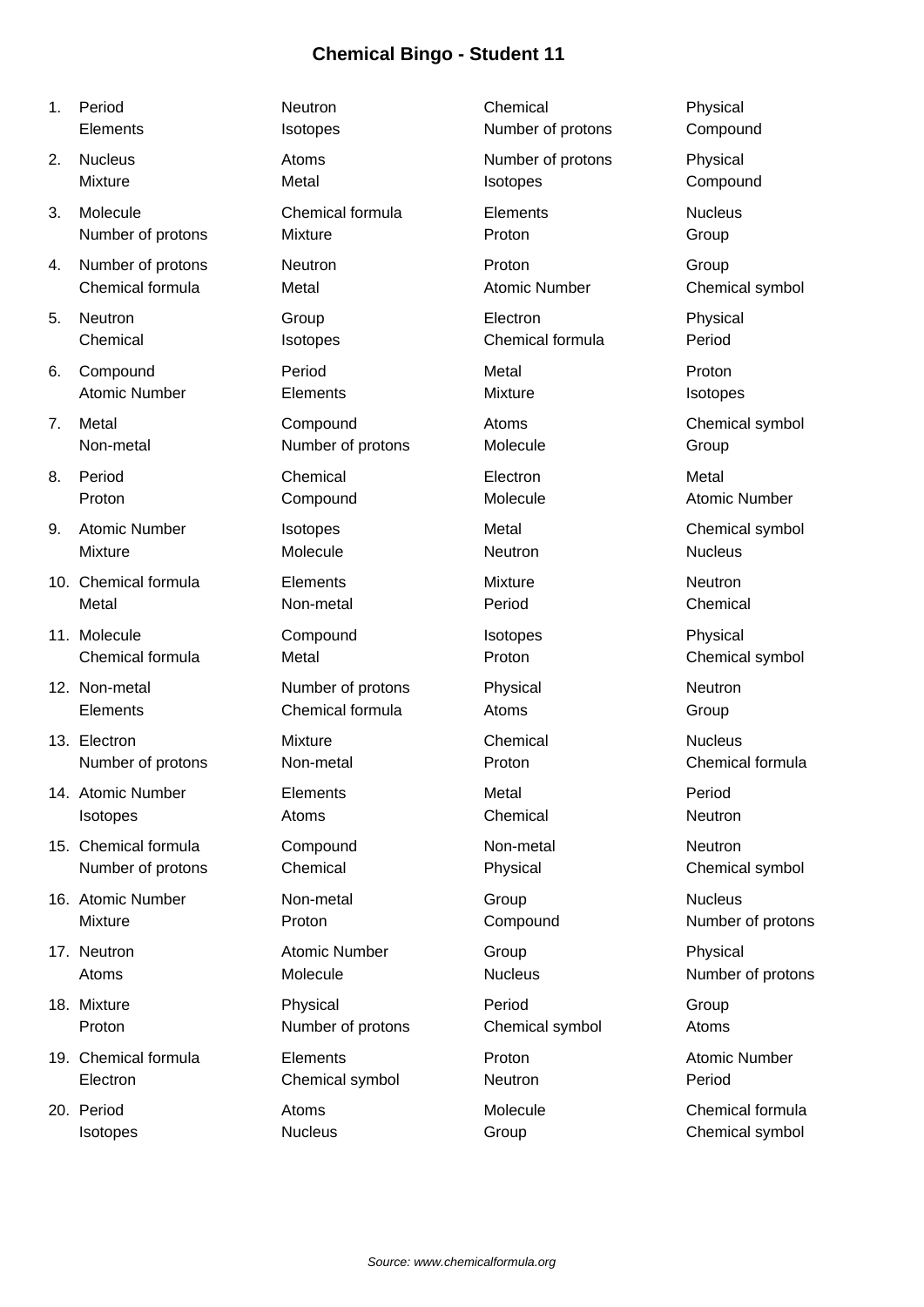# Chemical Bingo - Student 11

1. Period, Neutron, Chemical, Physical, Elements, Isotopes, Number of protons, Compound
2. Nucleus, Atoms, Number of protons, Physical, Mixture, Metal, Isotopes, Compound
3. Molecule, Chemical formula, Elements, Nucleus, Number of protons, Mixture, Proton, Group
4. Number of protons, Neutron, Proton, Group, Chemical formula, Metal, Atomic Number, Chemical symbol
5. Neutron, Group, Electron, Physical, Chemical, Isotopes, Chemical formula, Period
6. Compound, Period, Metal, Proton, Atomic Number, Elements, Mixture, Isotopes
7. Metal, Compound, Atoms, Chemical symbol, Non-metal, Number of protons, Molecule, Group
8. Period, Chemical, Electron, Metal, Proton, Compound, Molecule, Atomic Number
9. Atomic Number, Isotopes, Metal, Chemical symbol, Mixture, Molecule, Neutron, Nucleus
10. Chemical formula, Elements, Mixture, Neutron, Metal, Non-metal, Period, Chemical
11. Molecule, Compound, Isotopes, Physical, Chemical formula, Metal, Proton, Chemical symbol
12. Non-metal, Number of protons, Physical, Neutron, Elements, Chemical formula, Atoms, Group
13. Electron, Mixture, Chemical, Nucleus, Number of protons, Non-metal, Proton, Chemical formula
14. Atomic Number, Elements, Metal, Period, Isotopes, Atoms, Chemical, Neutron
15. Chemical formula, Compound, Non-metal, Neutron, Number of protons, Chemical, Physical, Chemical symbol
16. Atomic Number, Non-metal, Group, Nucleus, Mixture, Proton, Compound, Number of protons
17. Neutron, Atomic Number, Group, Physical, Atoms, Molecule, Nucleus, Number of protons
18. Mixture, Physical, Period, Group, Proton, Number of protons, Chemical symbol, Atoms
19. Chemical formula, Elements, Proton, Atomic Number, Electron, Chemical symbol, Neutron, Period
20. Period, Atoms, Molecule, Chemical formula, Isotopes, Nucleus, Group, Chemical symbol

*Source: www.chemicalformula.org*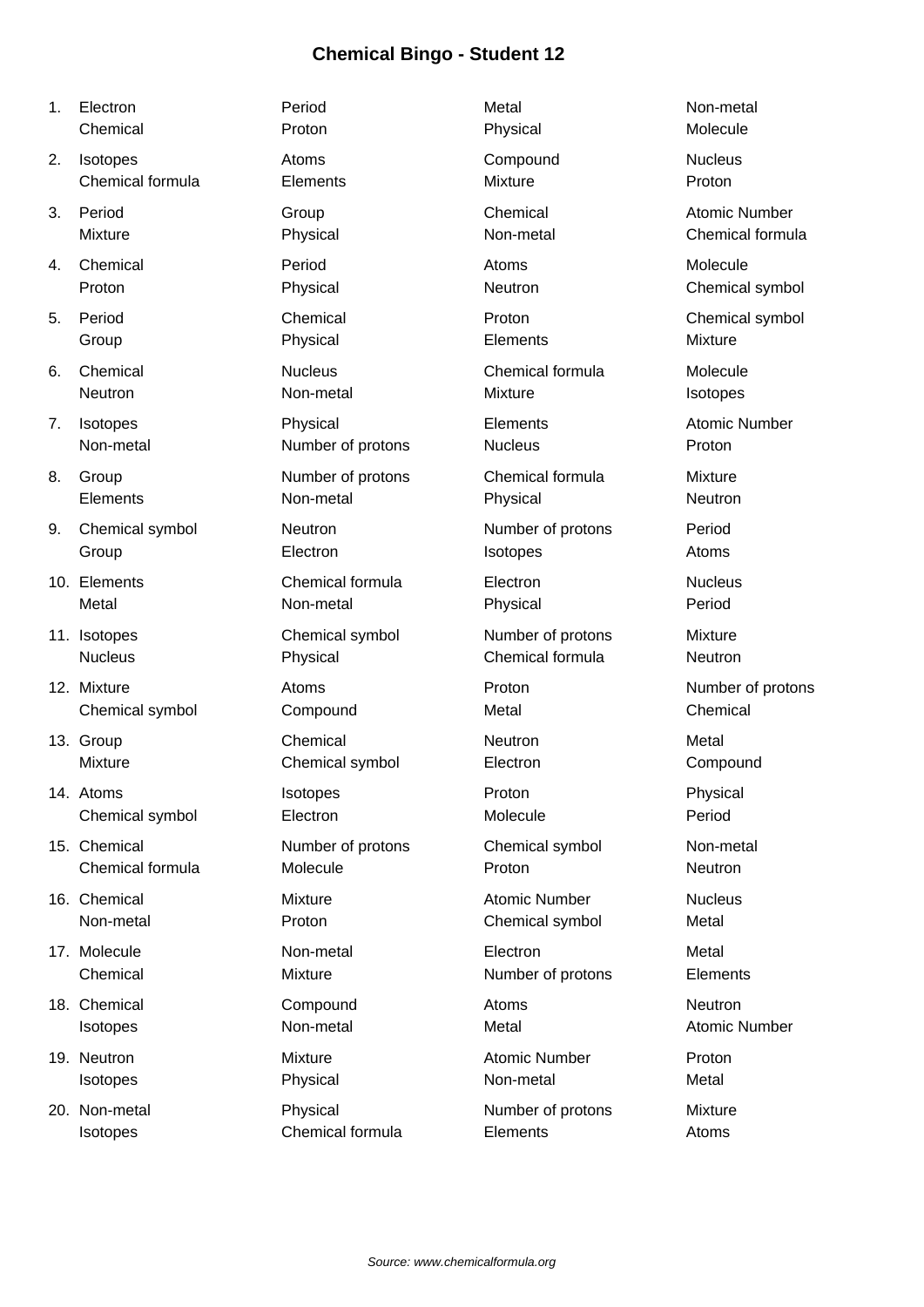# Chemical Bingo - Student 12

| # | | | | |
|---|---|---|---|---|
| 1. | Electron<br>Chemical | Period<br>Proton | Metal<br>Physical | Non-metal<br>Molecule |
| 2. | Isotopes<br>Chemical formula | Atoms<br>Elements | Compound<br>Mixture | Nucleus<br>Proton |
| 3. | Period<br>Mixture | Group<br>Physical | Chemical<br>Non-metal | Atomic Number<br>Chemical formula |
| 4. | Chemical<br>Proton | Period<br>Physical | Atoms<br>Neutron | Molecule<br>Chemical symbol |
| 5. | Period<br>Group | Chemical<br>Physical | Proton<br>Elements | Chemical symbol<br>Mixture |
| 6. | Chemical<br>Neutron | Nucleus<br>Non-metal | Chemical formula<br>Mixture | Molecule<br>Isotopes |
| 7. | Isotopes<br>Non-metal | Physical<br>Number of protons | Elements<br>Nucleus | Atomic Number<br>Proton |
| 8. | Group<br>Elements | Number of protons<br>Non-metal | Chemical formula<br>Physical | Mixture<br>Neutron |
| 9. | Chemical symbol<br>Group | Neutron<br>Electron | Number of protons<br>Isotopes | Period<br>Atoms |
| 10. | Elements<br>Metal | Chemical formula<br>Non-metal | Electron<br>Physical | Nucleus<br>Period |
| 11. | Isotopes<br>Nucleus | Chemical symbol<br>Physical | Number of protons<br>Chemical formula | Mixture<br>Neutron |
| 12. | Mixture<br>Chemical symbol | Atoms<br>Compound | Proton<br>Metal | Number of protons<br>Chemical |
| 13. | Group<br>Mixture | Chemical<br>Chemical symbol | Neutron<br>Electron | Metal<br>Compound |
| 14. | Atoms<br>Chemical symbol | Isotopes<br>Electron | Proton<br>Molecule | Physical<br>Period |
| 15. | Chemical<br>Chemical formula | Number of protons<br>Molecule | Chemical symbol<br>Proton | Non-metal<br>Neutron |
| 16. | Chemical<br>Non-metal | Mixture<br>Proton | Atomic Number<br>Chemical symbol | Nucleus<br>Metal |
| 17. | Molecule<br>Chemical | Non-metal<br>Mixture | Electron<br>Number of protons | Metal<br>Elements |
| 18. | Chemical<br>Isotopes | Compound<br>Non-metal | Atoms<br>Metal | Neutron<br>Atomic Number |
| 19. | Neutron<br>Isotopes | Mixture<br>Physical | Atomic Number<br>Non-metal | Proton<br>Metal |
| 20. | Non-metal<br>Isotopes | Physical<br>Chemical formula | Number of protons<br>Elements | Mixture<br>Atoms |

*Source: www.chemicalformula.org*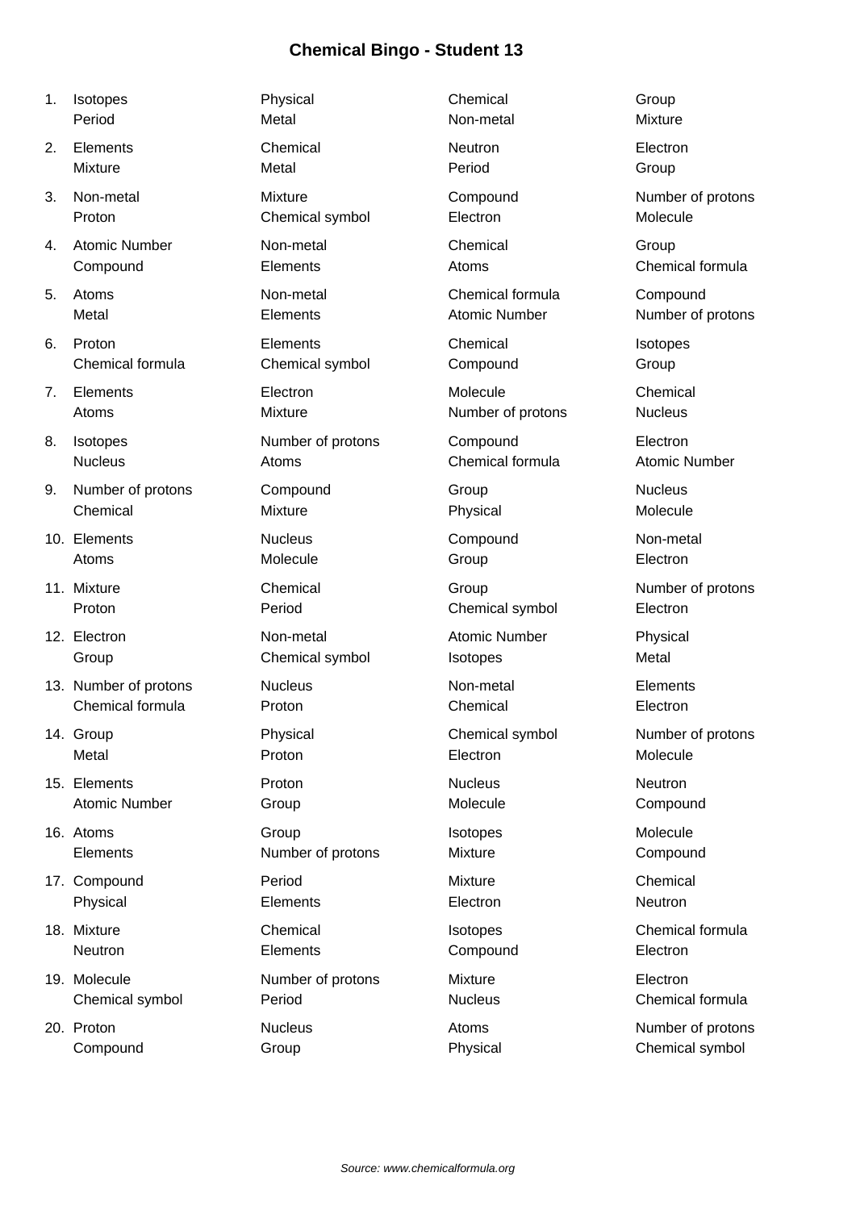# Chemical Bingo - Student 13

1. Isotopes, Physical, Chemical, Group, Period, Metal, Non-metal, Mixture
2. Elements, Chemical, Neutron, Electron, Mixture, Metal, Period, Group
3. Non-metal, Mixture, Compound, Number of protons, Proton, Chemical symbol, Electron, Molecule
4. Atomic Number, Non-metal, Chemical, Group, Compound, Elements, Atoms, Chemical formula
5. Atoms, Non-metal, Chemical formula, Compound, Metal, Elements, Atomic Number, Number of protons
6. Proton, Elements, Chemical, Isotopes, Chemical formula, Chemical symbol, Compound, Group
7. Elements, Electron, Molecule, Chemical, Atoms, Mixture, Number of protons, Nucleus
8. Isotopes, Number of protons, Compound, Electron, Nucleus, Atoms, Chemical formula, Atomic Number
9. Number of protons, Compound, Group, Nucleus, Chemical, Mixture, Physical, Molecule
10. Elements, Nucleus, Compound, Non-metal, Atoms, Molecule, Group, Electron
11. Mixture, Chemical, Group, Number of protons, Proton, Period, Chemical symbol, Electron
12. Electron, Non-metal, Atomic Number, Physical, Group, Chemical symbol, Isotopes, Metal
13. Number of protons, Nucleus, Non-metal, Elements, Chemical formula, Proton, Chemical, Electron
14. Group, Physical, Chemical symbol, Number of protons, Metal, Proton, Electron, Molecule
15. Elements, Proton, Nucleus, Neutron, Atomic Number, Group, Molecule, Compound
16. Atoms, Group, Isotopes, Molecule, Elements, Number of protons, Mixture, Compound
17. Compound, Period, Mixture, Chemical, Physical, Elements, Electron, Neutron
18. Mixture, Chemical, Isotopes, Chemical formula, Neutron, Elements, Compound, Electron
19. Molecule, Number of protons, Mixture, Electron, Chemical symbol, Period, Nucleus, Chemical formula
20. Proton, Nucleus, Atoms, Number of protons, Compound, Group, Physical, Chemical symbol

*Source: www.chemicalformula.org*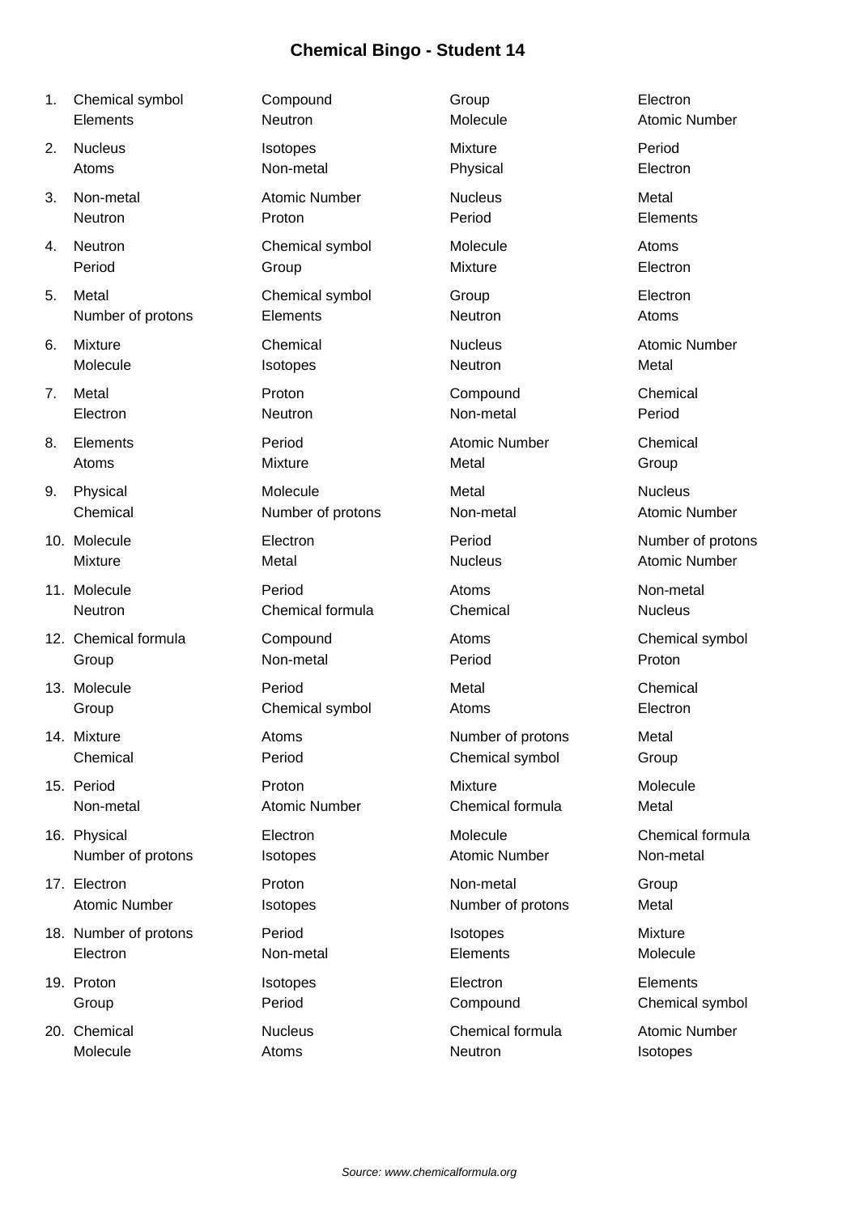# Chemical Bingo - Student 14

1. Chemical symbol, Compound, Group, Electron, Elements, Neutron, Molecule, Atomic Number
2. Nucleus, Isotopes, Mixture, Period, Atoms, Non-metal, Physical, Electron
3. Non-metal, Atomic Number, Nucleus, Metal, Neutron, Proton, Period, Elements
4. Neutron, Chemical symbol, Molecule, Atoms, Period, Group, Mixture, Electron
5. Metal, Chemical symbol, Group, Electron, Number of protons, Elements, Neutron, Atoms
6. Mixture, Chemical, Nucleus, Atomic Number, Molecule, Isotopes, Neutron, Metal
7. Metal, Proton, Compound, Chemical, Electron, Neutron, Non-metal, Period
8. Elements, Period, Atomic Number, Chemical, Atoms, Mixture, Metal, Group
9. Physical, Molecule, Metal, Nucleus, Chemical, Number of protons, Non-metal, Atomic Number
10. Molecule, Electron, Period, Number of protons, Mixture, Metal, Nucleus, Atomic Number
11. Molecule, Period, Atoms, Non-metal, Neutron, Chemical formula, Chemical, Nucleus
12. Chemical formula, Compound, Atoms, Chemical symbol, Group, Non-metal, Period, Proton
13. Molecule, Period, Metal, Chemical, Group, Chemical symbol, Atoms, Electron
14. Mixture, Atoms, Number of protons, Metal, Chemical, Period, Chemical symbol, Group
15. Period, Proton, Mixture, Molecule, Non-metal, Atomic Number, Chemical formula, Metal
16. Physical, Electron, Molecule, Chemical formula, Number of protons, Isotopes, Atomic Number, Non-metal
17. Electron, Proton, Non-metal, Group, Atomic Number, Isotopes, Number of protons, Metal
18. Number of protons, Period, Isotopes, Mixture, Electron, Non-metal, Elements, Molecule
19. Proton, Isotopes, Electron, Elements, Group, Period, Compound, Chemical symbol
20. Chemical, Nucleus, Chemical formula, Atomic Number, Molecule, Atoms, Neutron, Isotopes

*Source: www.chemicalformula.org*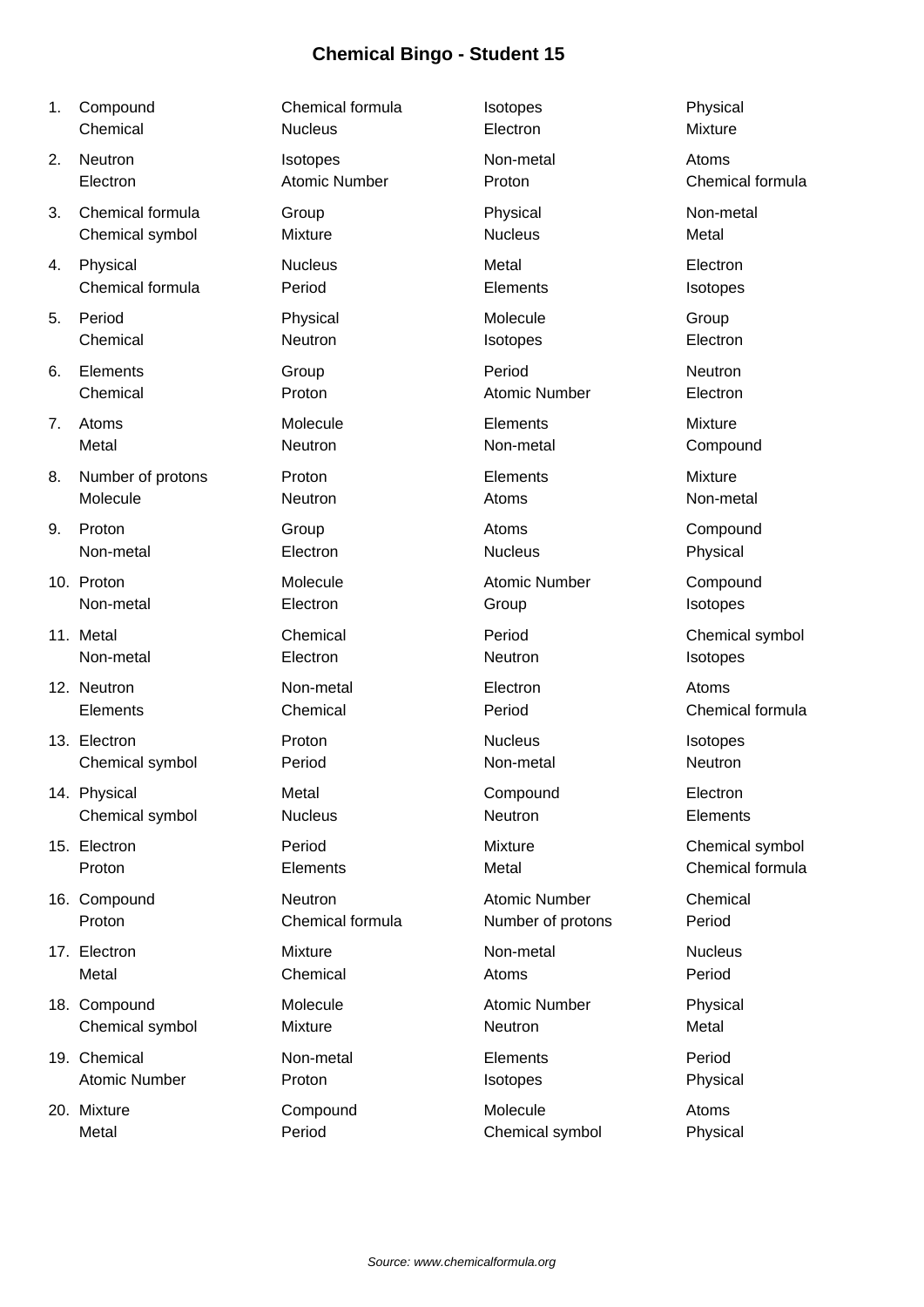# Chemical Bingo - Student 15

1. Compound, Chemical formula, Isotopes, Physical, Chemical, Nucleus, Electron, Mixture
2. Neutron, Isotopes, Non-metal, Atoms, Electron, Atomic Number, Proton, Chemical formula
3. Chemical formula, Group, Physical, Non-metal, Chemical symbol, Mixture, Nucleus, Metal
4. Physical, Nucleus, Metal, Electron, Chemical formula, Period, Elements, Isotopes
5. Period, Physical, Molecule, Group, Chemical, Neutron, Isotopes, Electron
6. Elements, Group, Period, Neutron, Chemical, Proton, Atomic Number, Electron
7. Atoms, Molecule, Elements, Mixture, Metal, Neutron, Non-metal, Compound
8. Number of protons, Proton, Elements, Mixture, Molecule, Neutron, Atoms, Non-metal
9. Proton, Group, Atoms, Compound, Non-metal, Electron, Nucleus, Physical
10. Proton, Molecule, Atomic Number, Compound, Non-metal, Electron, Group, Isotopes
11. Metal, Chemical, Period, Chemical symbol, Non-metal, Electron, Neutron, Isotopes
12. Neutron, Non-metal, Electron, Atoms, Elements, Chemical, Period, Chemical formula
13. Electron, Proton, Nucleus, Isotopes, Chemical symbol, Period, Non-metal, Neutron
14. Physical, Metal, Compound, Electron, Chemical symbol, Nucleus, Neutron, Elements
15. Electron, Period, Mixture, Chemical symbol, Proton, Elements, Metal, Chemical formula
16. Compound, Neutron, Atomic Number, Chemical, Proton, Chemical formula, Number of protons, Period
17. Electron, Mixture, Non-metal, Nucleus, Metal, Chemical, Atoms, Period
18. Compound, Molecule, Atomic Number, Physical, Chemical symbol, Mixture, Neutron, Metal
19. Chemical, Non-metal, Elements, Period, Atomic Number, Proton, Isotopes, Physical
20. Mixture, Compound, Molecule, Atoms, Metal, Period, Chemical symbol, Physical

*Source: www.chemicalformula.org*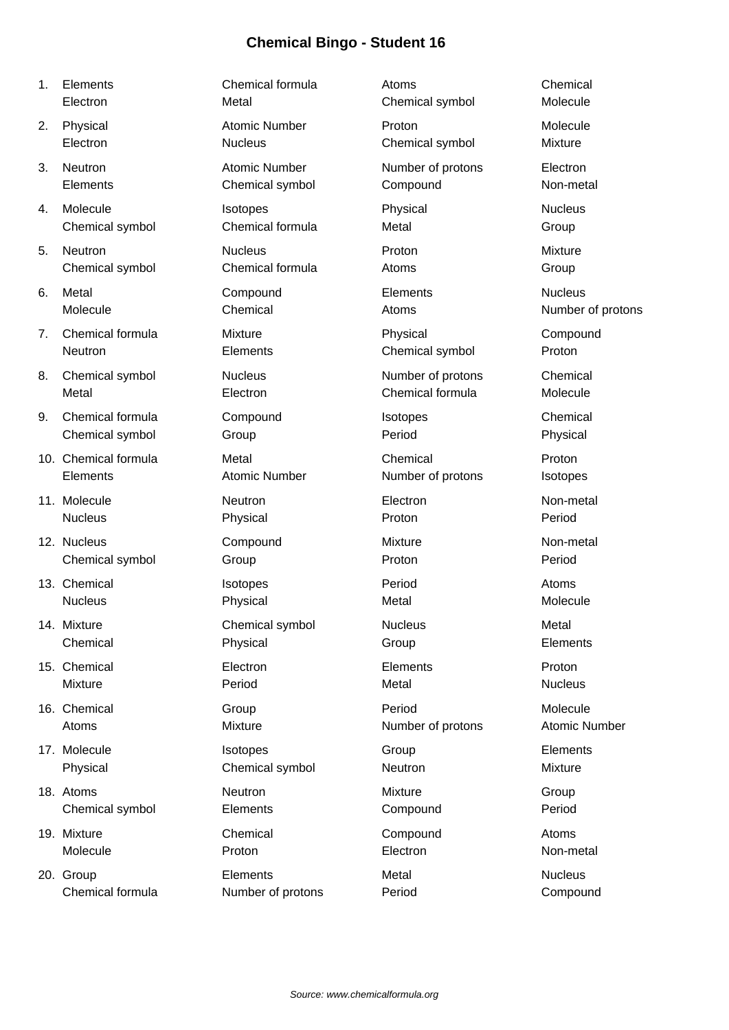# Chemical Bingo - Student 16

1. Elements, Chemical formula, Atoms, Chemical
   Electron, Metal, Chemical symbol, Molecule
2. Physical, Atomic Number, Proton, Molecule
   Electron, Nucleus, Chemical symbol, Mixture
3. Neutron, Atomic Number, Number of protons, Electron
   Elements, Chemical symbol, Compound, Non-metal
4. Molecule, Isotopes, Physical, Nucleus
   Chemical symbol, Chemical formula, Metal, Group
5. Neutron, Nucleus, Proton, Mixture
   Chemical symbol, Chemical formula, Atoms, Group
6. Metal, Compound, Elements, Nucleus
   Molecule, Chemical, Atoms, Number of protons
7. Chemical formula, Mixture, Physical, Compound
   Neutron, Elements, Chemical symbol, Proton
8. Chemical symbol, Nucleus, Number of protons, Chemical
   Metal, Electron, Chemical formula, Molecule
9. Chemical formula, Compound, Isotopes, Chemical
   Chemical symbol, Group, Period, Physical
10. Chemical formula, Metal, Chemical, Proton
    Elements, Atomic Number, Number of protons, Isotopes
11. Molecule, Neutron, Electron, Non-metal
    Nucleus, Physical, Proton, Period
12. Nucleus, Compound, Mixture, Non-metal
    Chemical symbol, Group, Proton, Period
13. Chemical, Isotopes, Period, Atoms
    Nucleus, Physical, Metal, Molecule
14. Mixture, Chemical symbol, Nucleus, Metal
    Chemical, Physical, Group, Elements
15. Chemical, Electron, Elements, Proton
    Mixture, Period, Metal, Nucleus
16. Chemical, Group, Period, Molecule
    Atoms, Mixture, Number of protons, Atomic Number
17. Molecule, Isotopes, Group, Elements
    Physical, Chemical symbol, Neutron, Mixture
18. Atoms, Neutron, Mixture, Group
    Chemical symbol, Elements, Compound, Period
19. Mixture, Chemical, Compound, Atoms
    Molecule, Proton, Electron, Non-metal
20. Group, Elements, Metal, Nucleus
    Chemical formula, Number of protons, Period, Compound

*Source: www.chemicalformula.org*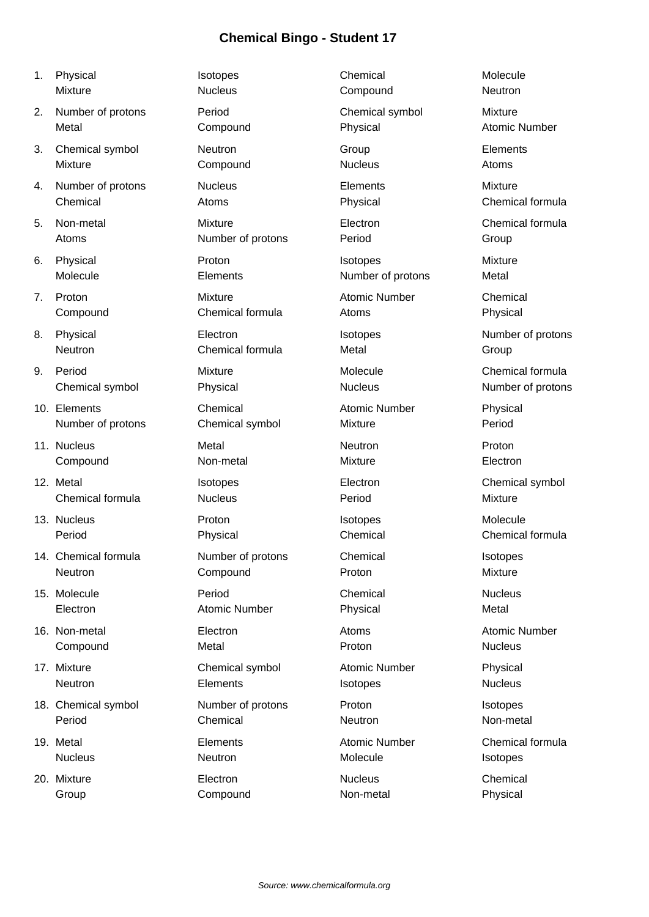# Chemical Bingo - Student 17

| # | | | | |
|---|---|---|---|---|
| 1. | Physical<br>Mixture | Isotopes<br>Nucleus | Chemical<br>Compound | Molecule<br>Neutron |
| 2. | Number of protons<br>Metal | Period<br>Compound | Chemical symbol<br>Physical | Mixture<br>Atomic Number |
| 3. | Chemical symbol<br>Mixture | Neutron<br>Compound | Group<br>Nucleus | Elements<br>Atoms |
| 4. | Number of protons<br>Chemical | Nucleus<br>Atoms | Elements<br>Physical | Mixture<br>Chemical formula |
| 5. | Non-metal<br>Atoms | Mixture<br>Number of protons | Electron<br>Period | Chemical formula<br>Group |
| 6. | Physical<br>Molecule | Proton<br>Elements | Isotopes<br>Number of protons | Mixture<br>Metal |
| 7. | Proton<br>Compound | Mixture<br>Chemical formula | Atomic Number<br>Atoms | Chemical<br>Physical |
| 8. | Physical<br>Neutron | Electron<br>Chemical formula | Isotopes<br>Metal | Number of protons<br>Group |
| 9. | Period<br>Chemical symbol | Mixture<br>Physical | Molecule<br>Nucleus | Chemical formula<br>Number of protons |
| 10. | Elements<br>Number of protons | Chemical<br>Chemical symbol | Atomic Number<br>Mixture | Physical<br>Period |
| 11. | Nucleus<br>Compound | Metal<br>Non-metal | Neutron<br>Mixture | Proton<br>Electron |
| 12. | Metal<br>Chemical formula | Isotopes<br>Nucleus | Electron<br>Period | Chemical symbol<br>Mixture |
| 13. | Nucleus<br>Period | Proton<br>Physical | Isotopes<br>Chemical | Molecule<br>Chemical formula |
| 14. | Chemical formula<br>Neutron | Number of protons<br>Compound | Chemical<br>Proton | Isotopes<br>Mixture |
| 15. | Molecule<br>Electron | Period<br>Atomic Number | Chemical<br>Physical | Nucleus<br>Metal |
| 16. | Non-metal<br>Compound | Electron<br>Metal | Atoms<br>Proton | Atomic Number<br>Nucleus |
| 17. | Mixture<br>Neutron | Chemical symbol<br>Elements | Atomic Number<br>Isotopes | Physical<br>Nucleus |
| 18. | Chemical symbol<br>Period | Number of protons<br>Chemical | Proton<br>Neutron | Isotopes<br>Non-metal |
| 19. | Metal<br>Nucleus | Elements<br>Neutron | Atomic Number<br>Molecule | Chemical formula<br>Isotopes |
| 20. | Mixture<br>Group | Electron<br>Compound | Nucleus<br>Non-metal | Chemical<br>Physical |

*Source: www.chemicalformula.org*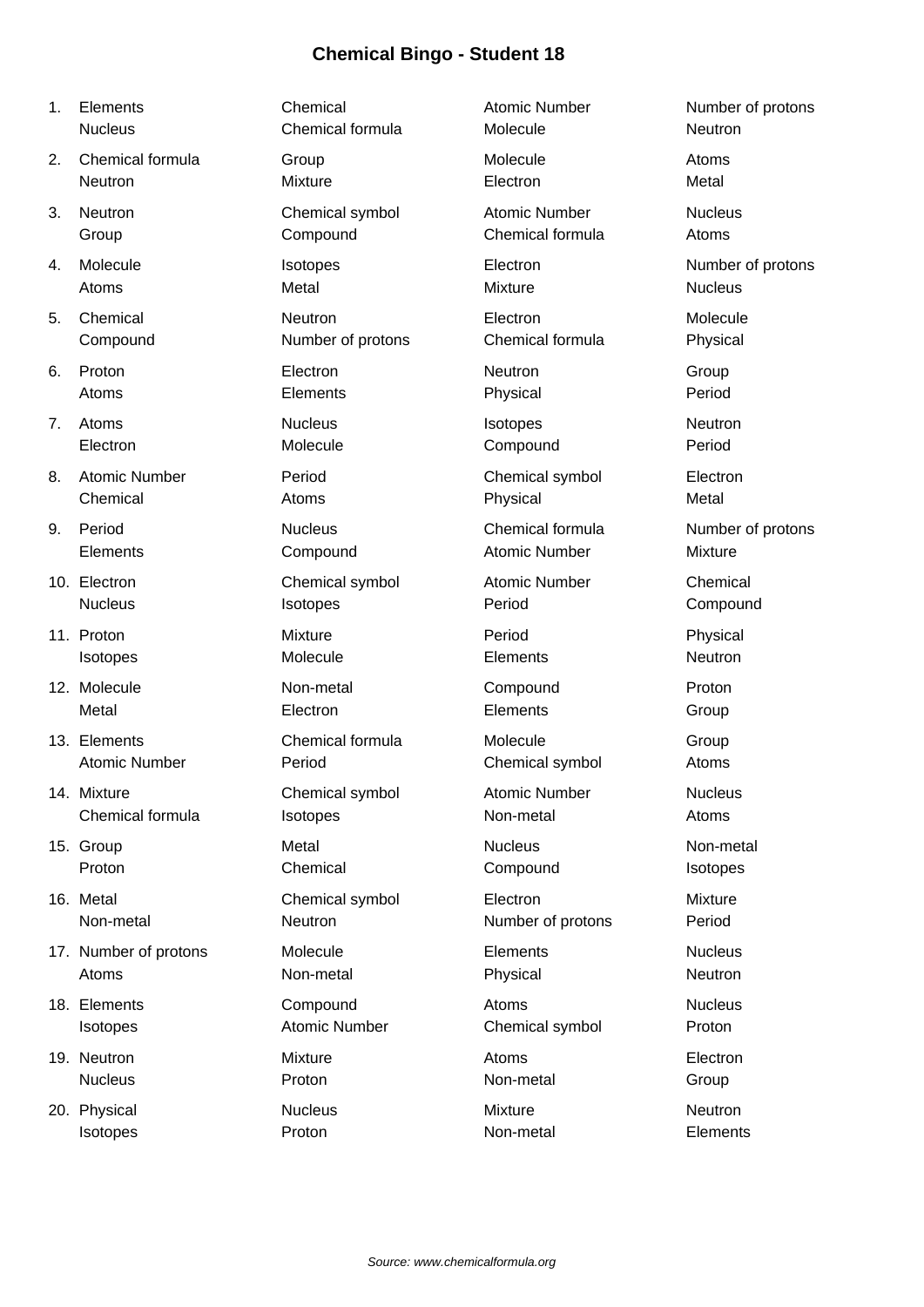# Chemical Bingo - Student 18

1. Elements, Chemical, Atomic Number, Number of protons, Nucleus, Chemical formula, Molecule, Neutron
2. Chemical formula, Group, Molecule, Atoms, Neutron, Mixture, Electron, Metal
3. Neutron, Chemical symbol, Atomic Number, Nucleus, Group, Compound, Chemical formula, Atoms
4. Molecule, Isotopes, Electron, Number of protons, Atoms, Metal, Mixture, Nucleus
5. Chemical, Neutron, Electron, Molecule, Compound, Number of protons, Chemical formula, Physical
6. Proton, Electron, Neutron, Group, Atoms, Elements, Physical, Period
7. Atoms, Nucleus, Isotopes, Neutron, Electron, Molecule, Compound, Period
8. Atomic Number, Period, Chemical symbol, Electron, Chemical, Atoms, Physical, Metal
9. Period, Nucleus, Chemical formula, Number of protons, Elements, Compound, Atomic Number, Mixture
10. Electron, Chemical symbol, Atomic Number, Chemical, Nucleus, Isotopes, Period, Compound
11. Proton, Mixture, Period, Physical, Isotopes, Molecule, Elements, Neutron
12. Molecule, Non-metal, Compound, Proton, Metal, Electron, Elements, Group
13. Elements, Chemical formula, Molecule, Group, Atomic Number, Period, Chemical symbol, Atoms
14. Mixture, Chemical symbol, Atomic Number, Nucleus, Chemical formula, Isotopes, Non-metal, Atoms
15. Group, Metal, Nucleus, Non-metal, Proton, Chemical, Compound, Isotopes
16. Metal, Chemical symbol, Electron, Mixture, Non-metal, Neutron, Number of protons, Period
17. Number of protons, Molecule, Elements, Nucleus, Atoms, Non-metal, Physical, Neutron
18. Elements, Compound, Atoms, Nucleus, Isotopes, Atomic Number, Chemical symbol, Proton
19. Neutron, Mixture, Atoms, Electron, Nucleus, Proton, Non-metal, Group
20. Physical, Nucleus, Mixture, Neutron, Isotopes, Proton, Non-metal, Elements

*Source: www.chemicalformula.org*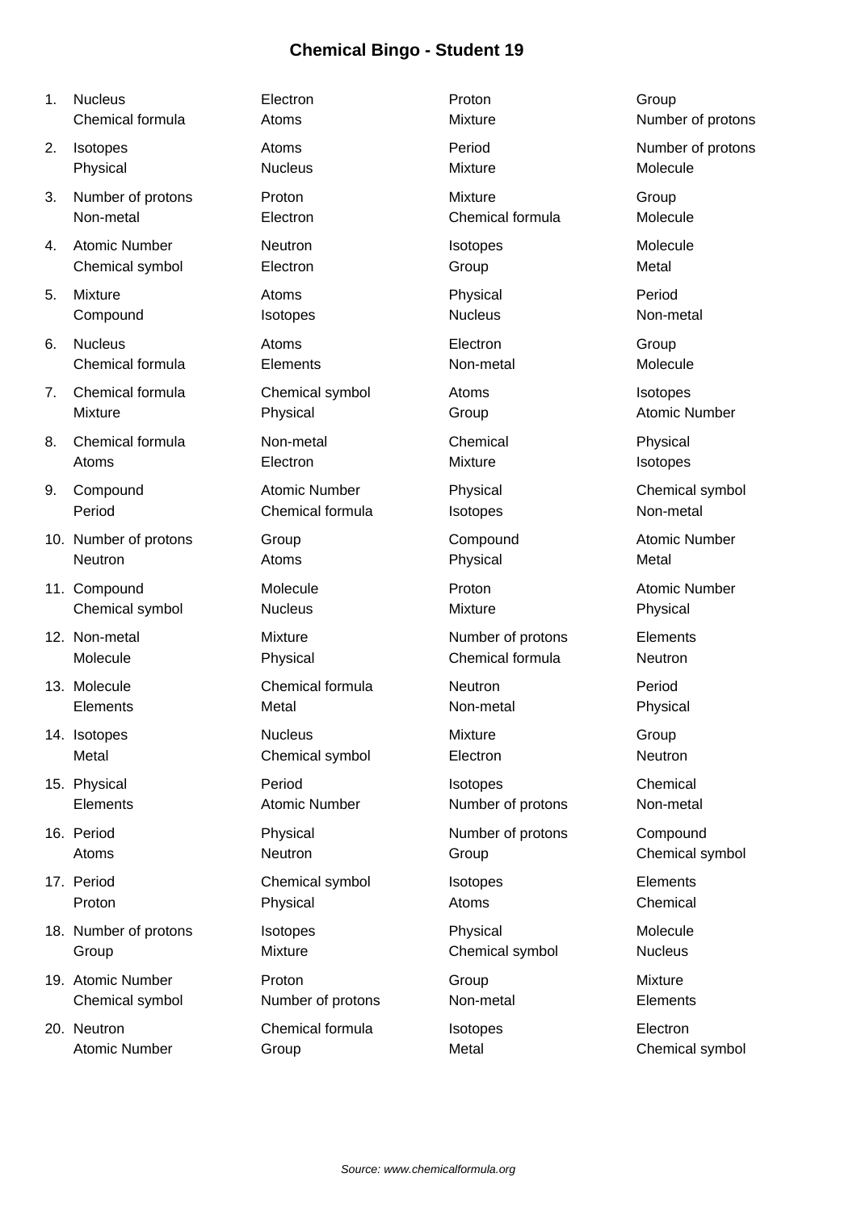# Chemical Bingo - Student 19

1. Nucleus, Electron, Proton, Group, Chemical formula, Atoms, Mixture, Number of protons
2. Isotopes, Atoms, Period, Number of protons, Physical, Nucleus, Mixture, Molecule
3. Number of protons, Proton, Mixture, Group, Non-metal, Electron, Chemical formula, Molecule
4. Atomic Number, Neutron, Isotopes, Molecule, Chemical symbol, Electron, Group, Metal
5. Mixture, Atoms, Physical, Period, Compound, Isotopes, Nucleus, Non-metal
6. Nucleus, Atoms, Electron, Group, Chemical formula, Elements, Non-metal, Molecule
7. Chemical formula, Chemical symbol, Atoms, Isotopes, Mixture, Physical, Group, Atomic Number
8. Chemical formula, Non-metal, Chemical, Physical, Atoms, Electron, Mixture, Isotopes
9. Compound, Atomic Number, Physical, Chemical symbol, Period, Chemical formula, Isotopes, Non-metal
10. Number of protons, Group, Compound, Atomic Number, Neutron, Atoms, Physical, Metal
11. Compound, Molecule, Proton, Atomic Number, Chemical symbol, Nucleus, Mixture, Physical
12. Non-metal, Mixture, Number of protons, Elements, Molecule, Physical, Chemical formula, Neutron
13. Molecule, Chemical formula, Neutron, Period, Elements, Metal, Non-metal, Physical
14. Isotopes, Nucleus, Mixture, Group, Metal, Chemical symbol, Electron, Neutron
15. Physical, Period, Isotopes, Chemical, Elements, Atomic Number, Number of protons, Non-metal
16. Period, Physical, Number of protons, Compound, Atoms, Neutron, Group, Chemical symbol
17. Period, Chemical symbol, Isotopes, Elements, Proton, Physical, Atoms, Chemical
18. Number of protons, Isotopes, Physical, Molecule, Group, Mixture, Chemical symbol, Nucleus
19. Atomic Number, Proton, Group, Mixture, Chemical symbol, Number of protons, Non-metal, Elements
20. Neutron, Chemical formula, Isotopes, Electron, Atomic Number, Group, Metal, Chemical symbol

*Source: www.chemicalformula.org*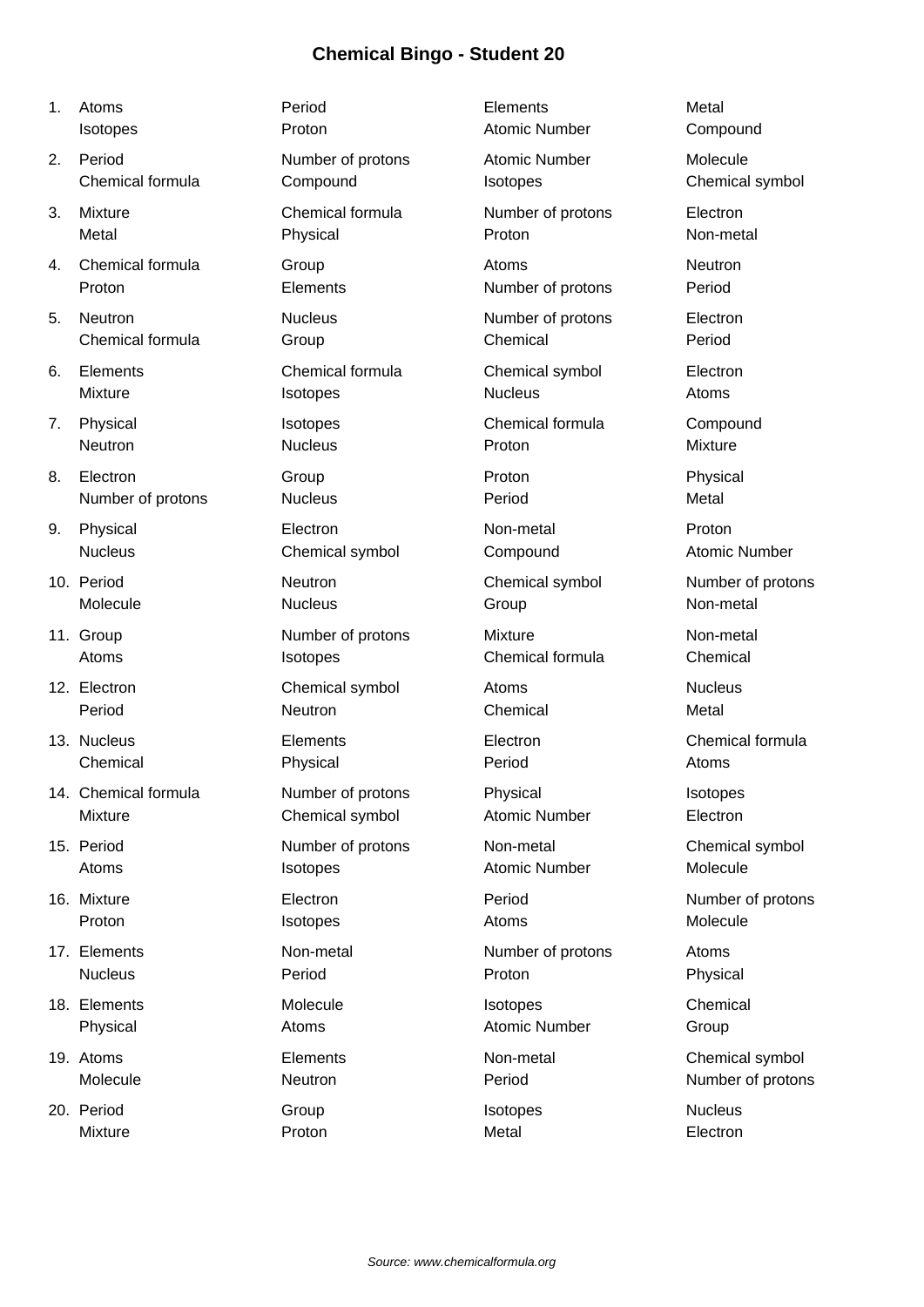# Chemical Bingo - Student 20

1. Atoms, Period, Elements, Metal, Isotopes, Proton, Atomic Number, Compound
2. Period, Number of protons, Atomic Number, Molecule, Chemical formula, Compound, Isotopes, Chemical symbol
3. Mixture, Chemical formula, Number of protons, Electron, Metal, Physical, Proton, Non-metal
4. Chemical formula, Group, Atoms, Neutron, Proton, Elements, Number of protons, Period
5. Neutron, Nucleus, Number of protons, Electron, Chemical formula, Group, Chemical, Period
6. Elements, Chemical formula, Chemical symbol, Electron, Mixture, Isotopes, Nucleus, Atoms
7. Physical, Isotopes, Chemical formula, Compound, Neutron, Nucleus, Proton, Mixture
8. Electron, Group, Proton, Physical, Number of protons, Nucleus, Period, Metal
9. Physical, Electron, Non-metal, Proton, Nucleus, Chemical symbol, Compound, Atomic Number
10. Period, Neutron, Chemical symbol, Number of protons, Molecule, Nucleus, Group, Non-metal
11. Group, Number of protons, Mixture, Non-metal, Atoms, Isotopes, Chemical formula, Chemical
12. Electron, Chemical symbol, Atoms, Nucleus, Period, Neutron, Chemical, Metal
13. Nucleus, Elements, Electron, Chemical formula, Chemical, Physical, Period, Atoms
14. Chemical formula, Number of protons, Physical, Isotopes, Mixture, Chemical symbol, Atomic Number, Electron
15. Period, Number of protons, Non-metal, Chemical symbol, Atoms, Isotopes, Atomic Number, Molecule
16. Mixture, Electron, Period, Number of protons, Proton, Isotopes, Atoms, Molecule
17. Elements, Non-metal, Number of protons, Atoms, Nucleus, Period, Proton, Physical
18. Elements, Molecule, Isotopes, Chemical, Physical, Atoms, Atomic Number, Group
19. Atoms, Elements, Non-metal, Chemical symbol, Molecule, Neutron, Period, Number of protons
20. Period, Group, Isotopes, Nucleus, Mixture, Proton, Metal, Electron

*Source: www.chemicalformula.org*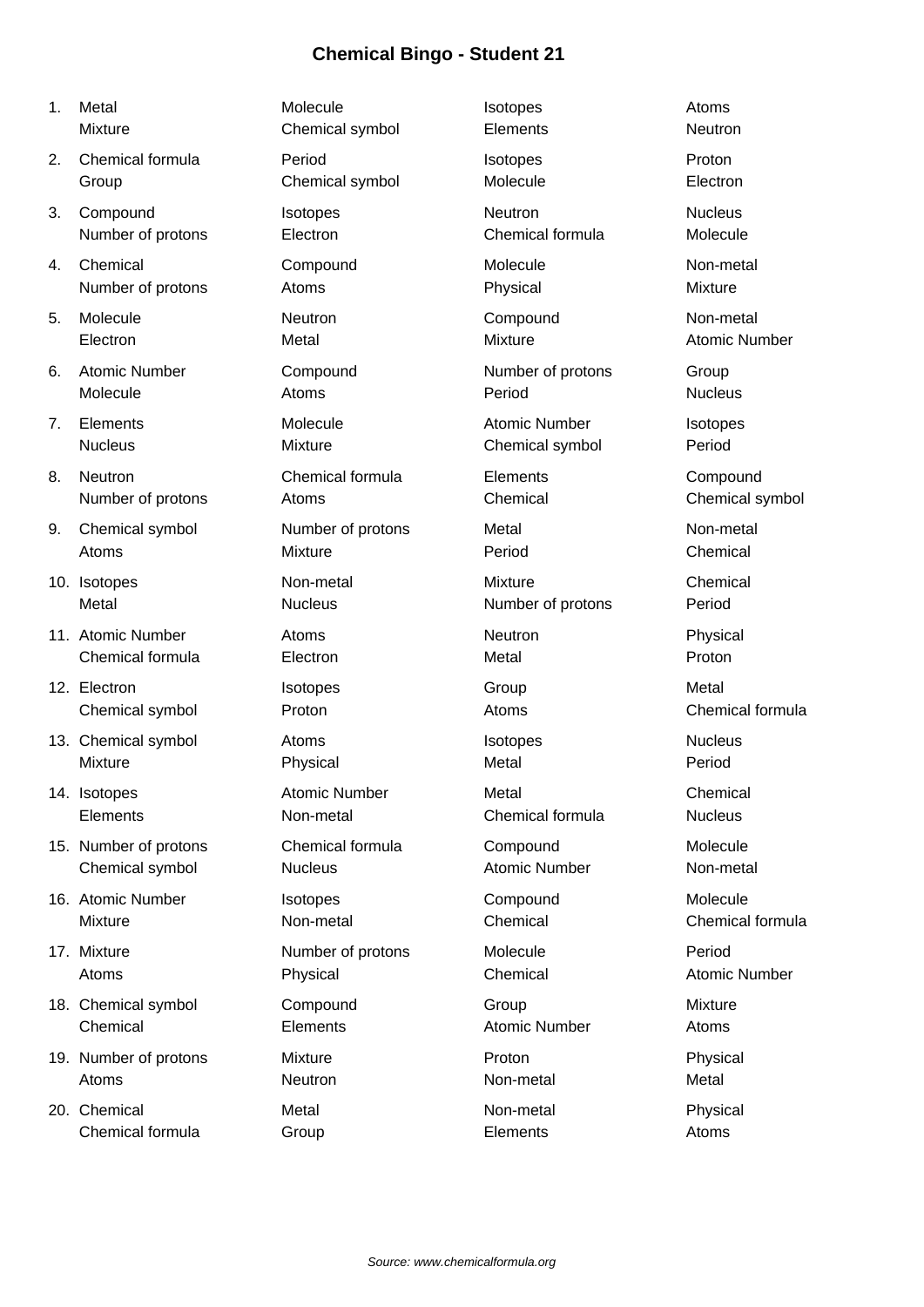# Chemical Bingo - Student 21

1. Metal, Molecule, Isotopes, Atoms, Mixture, Chemical symbol, Elements, Neutron
2. Chemical formula, Period, Isotopes, Proton, Group, Chemical symbol, Molecule, Electron
3. Compound, Isotopes, Neutron, Nucleus, Number of protons, Electron, Chemical formula, Molecule
4. Chemical, Compound, Molecule, Non-metal, Number of protons, Atoms, Physical, Mixture
5. Molecule, Neutron, Compound, Non-metal, Electron, Metal, Mixture, Atomic Number
6. Atomic Number, Compound, Number of protons, Group, Molecule, Atoms, Period, Nucleus
7. Elements, Molecule, Atomic Number, Isotopes, Nucleus, Mixture, Chemical symbol, Period
8. Neutron, Chemical formula, Elements, Compound, Number of protons, Atoms, Chemical, Chemical symbol
9. Chemical symbol, Number of protons, Metal, Non-metal, Atoms, Mixture, Period, Chemical
10. Isotopes, Non-metal, Mixture, Chemical, Metal, Nucleus, Number of protons, Period
11. Atomic Number, Atoms, Neutron, Physical, Chemical formula, Electron, Metal, Proton
12. Electron, Isotopes, Group, Metal, Chemical symbol, Proton, Atoms, Chemical formula
13. Chemical symbol, Atoms, Isotopes, Nucleus, Mixture, Physical, Metal, Period
14. Isotopes, Atomic Number, Metal, Chemical, Elements, Non-metal, Chemical formula, Nucleus
15. Number of protons, Chemical formula, Compound, Molecule, Chemical symbol, Nucleus, Atomic Number, Non-metal
16. Atomic Number, Isotopes, Compound, Molecule, Mixture, Non-metal, Chemical, Chemical formula
17. Mixture, Number of protons, Molecule, Period, Atoms, Physical, Chemical, Atomic Number
18. Chemical symbol, Compound, Group, Mixture, Chemical, Elements, Atomic Number, Atoms
19. Number of protons, Mixture, Proton, Physical, Atoms, Neutron, Non-metal, Metal
20. Chemical, Metal, Non-metal, Physical, Chemical formula, Group, Elements, Atoms

*Source: www.chemicalformula.org*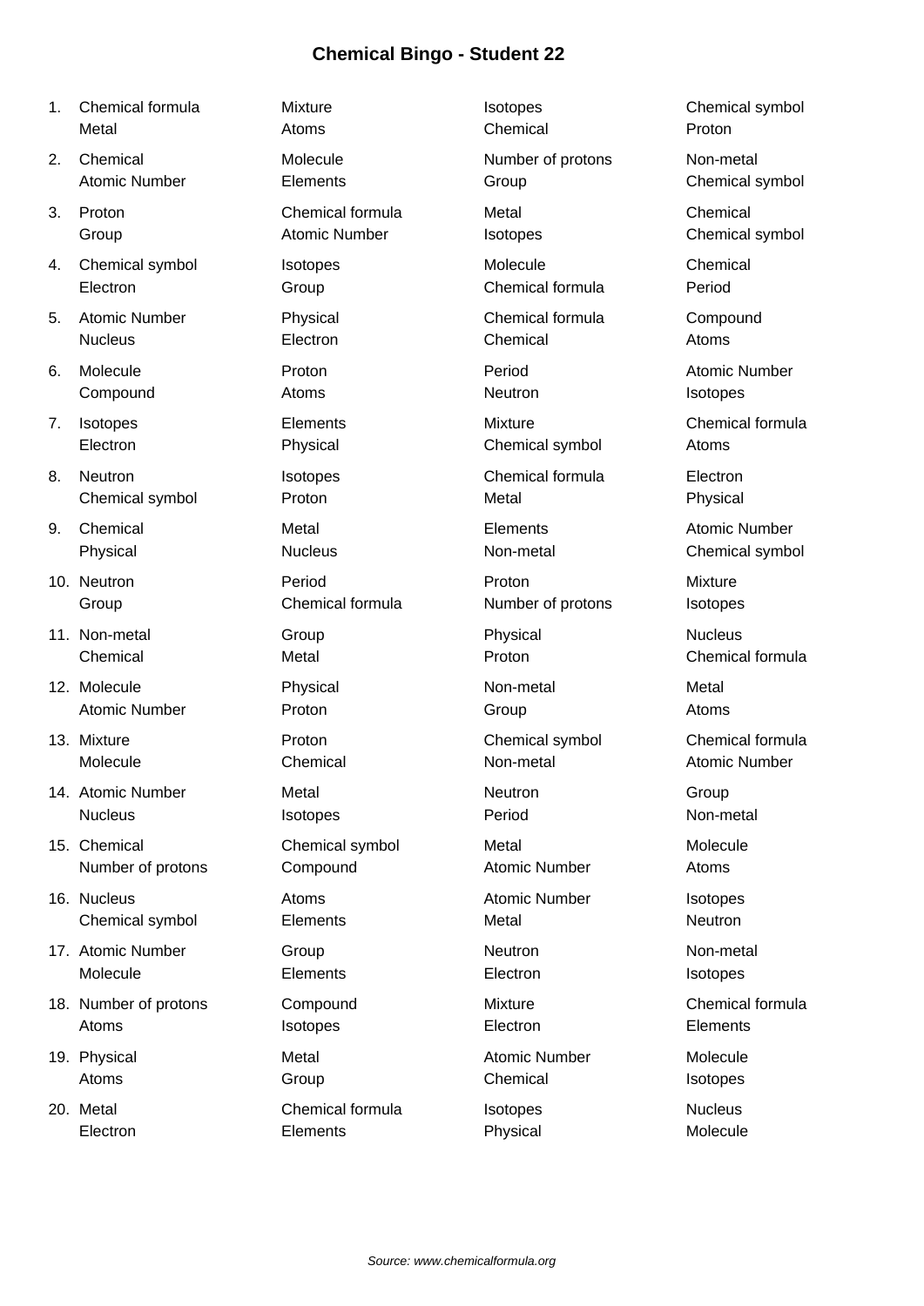# Chemical Bingo - Student 22

1. Chemical formula, Mixture, Isotopes, Chemical symbol, Metal, Atoms, Chemical, Proton
2. Chemical, Molecule, Number of protons, Non-metal, Atomic Number, Elements, Group, Chemical symbol
3. Proton, Chemical formula, Metal, Chemical, Group, Atomic Number, Isotopes, Chemical symbol
4. Chemical symbol, Isotopes, Molecule, Chemical, Electron, Group, Chemical formula, Period
5. Atomic Number, Physical, Chemical formula, Compound, Nucleus, Electron, Chemical, Atoms
6. Molecule, Proton, Period, Atomic Number, Compound, Atoms, Neutron, Isotopes
7. Isotopes, Elements, Mixture, Chemical formula, Electron, Physical, Chemical symbol, Atoms
8. Neutron, Isotopes, Chemical formula, Electron, Chemical symbol, Proton, Metal, Physical
9. Chemical, Metal, Elements, Atomic Number, Physical, Nucleus, Non-metal, Chemical symbol
10. Neutron, Period, Proton, Mixture, Group, Chemical formula, Number of protons, Isotopes
11. Non-metal, Group, Physical, Nucleus, Chemical, Metal, Proton, Chemical formula
12. Molecule, Physical, Non-metal, Metal, Atomic Number, Proton, Group, Atoms
13. Mixture, Proton, Chemical symbol, Chemical formula, Molecule, Chemical, Non-metal, Atomic Number
14. Atomic Number, Metal, Neutron, Group, Nucleus, Isotopes, Period, Non-metal
15. Chemical, Chemical symbol, Metal, Molecule, Number of protons, Compound, Atomic Number, Atoms
16. Nucleus, Atoms, Atomic Number, Isotopes, Chemical symbol, Elements, Metal, Neutron
17. Atomic Number, Group, Neutron, Non-metal, Molecule, Elements, Electron, Isotopes
18. Number of protons, Compound, Mixture, Chemical formula, Atoms, Isotopes, Electron, Elements
19. Physical, Metal, Atomic Number, Molecule, Atoms, Group, Chemical, Isotopes
20. Metal, Chemical formula, Isotopes, Nucleus, Electron, Elements, Physical, Molecule

*Source: www.chemicalformula.org*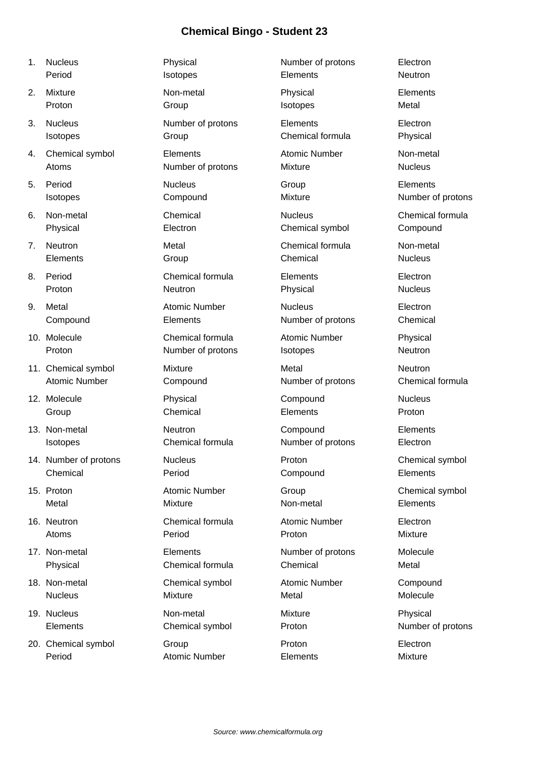# Chemical Bingo - Student 23

1. Nucleus, Physical, Number of protons, Electron, Period, Isotopes, Elements, Neutron
2. Mixture, Non-metal, Physical, Elements, Proton, Group, Isotopes, Metal
3. Nucleus, Number of protons, Elements, Electron, Isotopes, Group, Chemical formula, Physical
4. Chemical symbol, Elements, Atomic Number, Non-metal, Atoms, Number of protons, Mixture, Nucleus
5. Period, Nucleus, Group, Elements, Isotopes, Compound, Mixture, Number of protons
6. Non-metal, Chemical, Nucleus, Chemical formula, Physical, Electron, Chemical symbol, Compound
7. Neutron, Metal, Chemical formula, Non-metal, Elements, Group, Chemical, Nucleus
8. Period, Chemical formula, Elements, Electron, Proton, Neutron, Physical, Nucleus
9. Metal, Atomic Number, Nucleus, Electron, Compound, Elements, Number of protons, Chemical
10. Molecule, Chemical formula, Atomic Number, Physical, Proton, Number of protons, Isotopes, Neutron
11. Chemical symbol, Mixture, Metal, Neutron, Atomic Number, Compound, Number of protons, Chemical formula
12. Molecule, Physical, Compound, Nucleus, Group, Chemical, Elements, Proton
13. Non-metal, Neutron, Compound, Elements, Isotopes, Chemical formula, Number of protons, Electron
14. Number of protons, Nucleus, Proton, Chemical symbol, Chemical, Period, Compound, Elements
15. Proton, Atomic Number, Group, Chemical symbol, Metal, Mixture, Non-metal, Elements
16. Neutron, Chemical formula, Atomic Number, Electron, Atoms, Period, Proton, Mixture
17. Non-metal, Elements, Number of protons, Molecule, Physical, Chemical formula, Chemical, Metal
18. Non-metal, Chemical symbol, Atomic Number, Compound, Nucleus, Mixture, Metal, Molecule
19. Nucleus, Non-metal, Mixture, Physical, Elements, Chemical symbol, Proton, Number of protons
20. Chemical symbol, Group, Proton, Electron, Period, Atomic Number, Elements, Mixture

*Source: www.chemicalformula.org*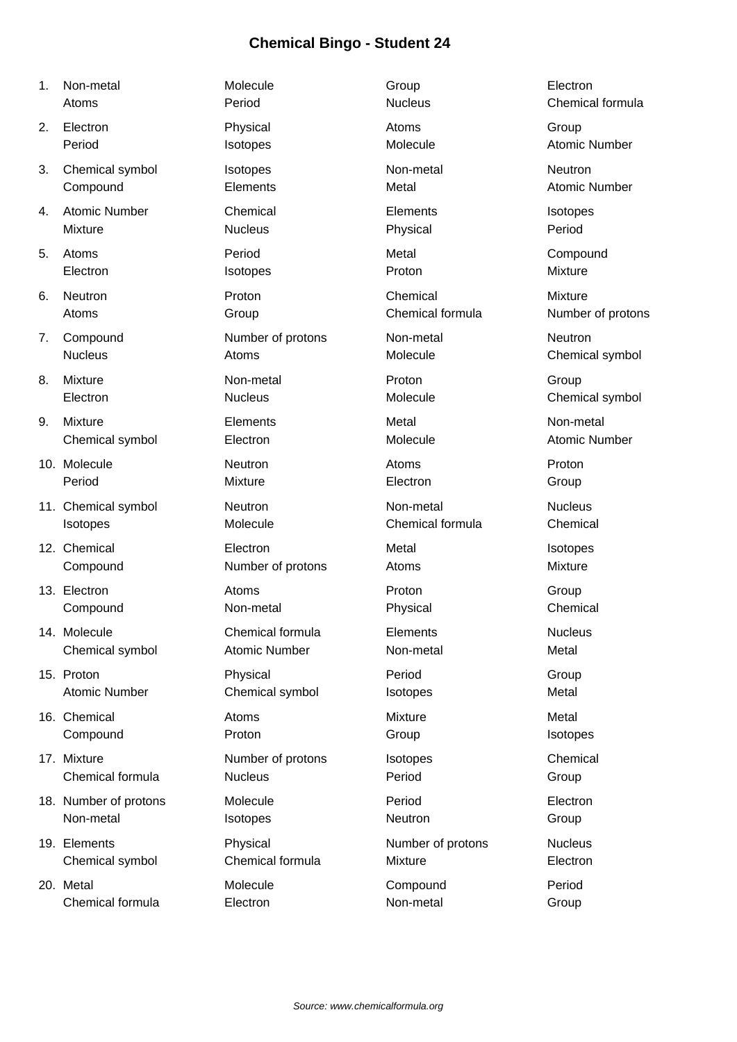# Chemical Bingo - Student 24

1. Non-metal, Molecule, Group, Electron, Atoms, Period, Nucleus, Chemical formula
2. Electron, Physical, Atoms, Group, Period, Isotopes, Molecule, Atomic Number
3. Chemical symbol, Isotopes, Non-metal, Neutron, Compound, Elements, Metal, Atomic Number
4. Atomic Number, Chemical, Elements, Isotopes, Mixture, Nucleus, Physical, Period
5. Atoms, Period, Metal, Compound, Electron, Isotopes, Proton, Mixture
6. Neutron, Proton, Chemical, Mixture, Atoms, Group, Chemical formula, Number of protons
7. Compound, Number of protons, Non-metal, Neutron, Nucleus, Atoms, Molecule, Chemical symbol
8. Mixture, Non-metal, Proton, Group, Electron, Nucleus, Molecule, Chemical symbol
9. Mixture, Elements, Metal, Non-metal, Chemical symbol, Electron, Molecule, Atomic Number
10. Molecule, Neutron, Atoms, Proton, Period, Mixture, Electron, Group
11. Chemical symbol, Neutron, Non-metal, Nucleus, Isotopes, Molecule, Chemical formula, Chemical
12. Chemical, Electron, Metal, Isotopes, Compound, Number of protons, Atoms, Mixture
13. Electron, Atoms, Proton, Group, Compound, Non-metal, Physical, Chemical
14. Molecule, Chemical formula, Elements, Nucleus, Chemical symbol, Atomic Number, Non-metal, Metal
15. Proton, Physical, Period, Group, Atomic Number, Chemical symbol, Isotopes, Metal
16. Chemical, Atoms, Mixture, Metal, Compound, Proton, Group, Isotopes
17. Mixture, Number of protons, Isotopes, Chemical, Chemical formula, Nucleus, Period, Group
18. Number of protons, Molecule, Period, Electron, Non-metal, Isotopes, Neutron, Group
19. Elements, Physical, Number of protons, Nucleus, Chemical symbol, Chemical formula, Mixture, Electron
20. Metal, Molecule, Compound, Period, Chemical formula, Electron, Non-metal, Group

*Source: www.chemicalformula.org*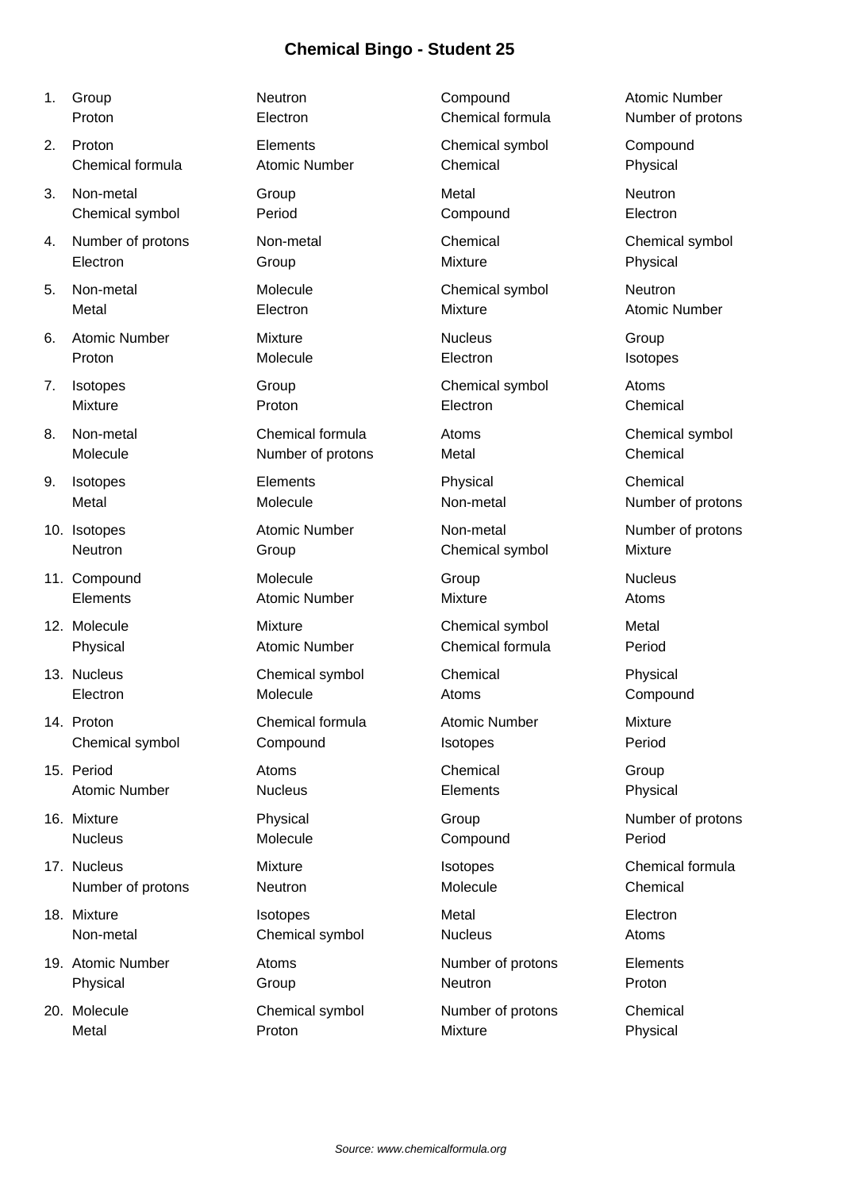# Chemical Bingo - Student 25

1. Group, Neutron, Compound, Atomic Number, Proton, Electron, Chemical formula, Number of protons
2. Proton, Elements, Chemical symbol, Compound, Chemical formula, Atomic Number, Chemical, Physical
3. Non-metal, Group, Metal, Neutron, Chemical symbol, Period, Compound, Electron
4. Number of protons, Non-metal, Chemical, Chemical symbol, Electron, Group, Mixture, Physical
5. Non-metal, Molecule, Chemical symbol, Neutron, Metal, Electron, Mixture, Atomic Number
6. Atomic Number, Mixture, Nucleus, Group, Proton, Molecule, Electron, Isotopes
7. Isotopes, Group, Chemical symbol, Atoms, Mixture, Proton, Electron, Chemical
8. Non-metal, Chemical formula, Atoms, Chemical symbol, Molecule, Number of protons, Metal, Chemical
9. Isotopes, Elements, Physical, Chemical, Metal, Molecule, Non-metal, Number of protons
10. Isotopes, Atomic Number, Non-metal, Number of protons, Neutron, Group, Chemical symbol, Mixture
11. Compound, Molecule, Group, Nucleus, Elements, Atomic Number, Mixture, Atoms
12. Molecule, Mixture, Chemical symbol, Metal, Physical, Atomic Number, Chemical formula, Period
13. Nucleus, Chemical symbol, Chemical, Physical, Electron, Molecule, Atoms, Compound
14. Proton, Chemical formula, Atomic Number, Mixture, Chemical symbol, Compound, Isotopes, Period
15. Period, Atoms, Chemical, Group, Atomic Number, Nucleus, Elements, Physical
16. Mixture, Physical, Group, Number of protons, Nucleus, Molecule, Compound, Period
17. Nucleus, Mixture, Isotopes, Chemical formula, Number of protons, Neutron, Molecule, Chemical
18. Mixture, Isotopes, Metal, Electron, Non-metal, Chemical symbol, Nucleus, Atoms
19. Atomic Number, Atoms, Number of protons, Elements, Physical, Group, Neutron, Proton
20. Molecule, Chemical symbol, Number of protons, Chemical, Metal, Proton, Mixture, Physical

*Source: www.chemicalformula.org*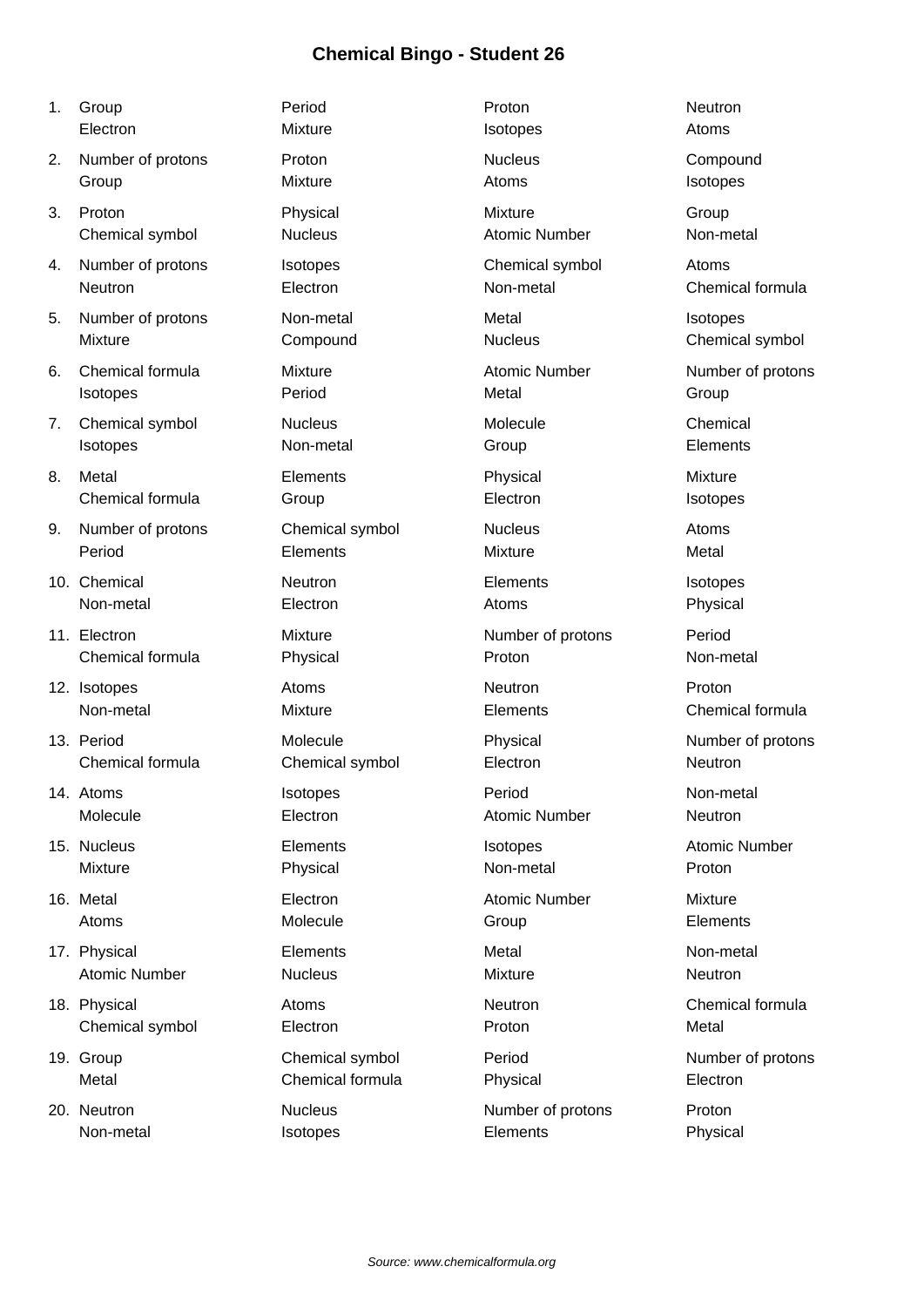# Chemical Bingo - Student 26

1. Group, Period, Proton, Neutron, Electron, Mixture, Isotopes, Atoms
2. Number of protons, Proton, Nucleus, Compound, Group, Mixture, Atoms, Isotopes
3. Proton, Physical, Mixture, Group, Chemical symbol, Nucleus, Atomic Number, Non-metal
4. Number of protons, Isotopes, Chemical symbol, Atoms, Neutron, Electron, Non-metal, Chemical formula
5. Number of protons, Non-metal, Metal, Isotopes, Mixture, Compound, Nucleus, Chemical symbol
6. Chemical formula, Mixture, Atomic Number, Number of protons, Isotopes, Period, Metal, Group
7. Chemical symbol, Nucleus, Molecule, Chemical, Isotopes, Non-metal, Group, Elements
8. Metal, Elements, Physical, Mixture, Chemical formula, Group, Electron, Isotopes
9. Number of protons, Chemical symbol, Nucleus, Atoms, Period, Elements, Mixture, Metal
10. Chemical, Neutron, Elements, Isotopes, Non-metal, Electron, Atoms, Physical
11. Electron, Mixture, Number of protons, Period, Chemical formula, Physical, Proton, Non-metal
12. Isotopes, Atoms, Neutron, Proton, Non-metal, Mixture, Elements, Chemical formula
13. Period, Molecule, Physical, Number of protons, Chemical formula, Chemical symbol, Electron, Neutron
14. Atoms, Isotopes, Period, Non-metal, Molecule, Electron, Atomic Number, Neutron
15. Nucleus, Elements, Isotopes, Atomic Number, Mixture, Physical, Non-metal, Proton
16. Metal, Electron, Atomic Number, Mixture, Atoms, Molecule, Group, Elements
17. Physical, Elements, Metal, Non-metal, Atomic Number, Nucleus, Mixture, Neutron
18. Physical, Atoms, Neutron, Chemical formula, Chemical symbol, Electron, Proton, Metal
19. Group, Chemical symbol, Period, Number of protons, Metal, Chemical formula, Physical, Electron
20. Neutron, Nucleus, Number of protons, Proton, Non-metal, Isotopes, Elements, Physical

*Source: www.chemicalformula.org*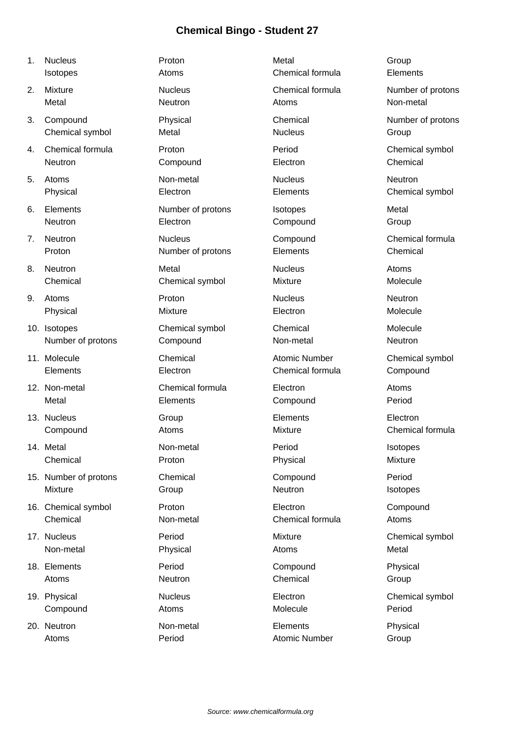# Chemical Bingo - Student 27

1. Nucleus, Proton, Metal, Group, Isotopes, Atoms, Chemical formula, Elements
2. Mixture, Nucleus, Chemical formula, Number of protons, Metal, Neutron, Atoms, Non-metal
3. Compound, Physical, Chemical, Number of protons, Chemical symbol, Metal, Nucleus, Group
4. Chemical formula, Proton, Period, Chemical symbol, Neutron, Compound, Electron, Chemical
5. Atoms, Non-metal, Nucleus, Neutron, Physical, Electron, Elements, Chemical symbol
6. Elements, Number of protons, Isotopes, Metal, Neutron, Electron, Compound, Group
7. Neutron, Nucleus, Compound, Chemical formula, Proton, Number of protons, Elements, Chemical
8. Neutron, Metal, Nucleus, Atoms, Chemical, Chemical symbol, Mixture, Molecule
9. Atoms, Proton, Nucleus, Neutron, Physical, Mixture, Electron, Molecule
10. Isotopes, Chemical symbol, Chemical, Molecule, Number of protons, Compound, Non-metal, Neutron
11. Molecule, Chemical, Atomic Number, Chemical symbol, Elements, Electron, Chemical formula, Compound
12. Non-metal, Chemical formula, Electron, Atoms, Metal, Elements, Compound, Period
13. Nucleus, Group, Elements, Electron, Compound, Atoms, Mixture, Chemical formula
14. Metal, Non-metal, Period, Isotopes, Chemical, Proton, Physical, Mixture
15. Number of protons, Chemical, Compound, Period, Mixture, Group, Neutron, Isotopes
16. Chemical symbol, Proton, Electron, Compound, Chemical, Non-metal, Chemical formula, Atoms
17. Nucleus, Period, Mixture, Chemical symbol, Non-metal, Physical, Atoms, Metal
18. Elements, Period, Compound, Physical, Atoms, Neutron, Chemical, Group
19. Physical, Nucleus, Electron, Chemical symbol, Compound, Atoms, Molecule, Period
20. Neutron, Non-metal, Elements, Physical, Atoms, Period, Atomic Number, Group

*Source: www.chemicalformula.org*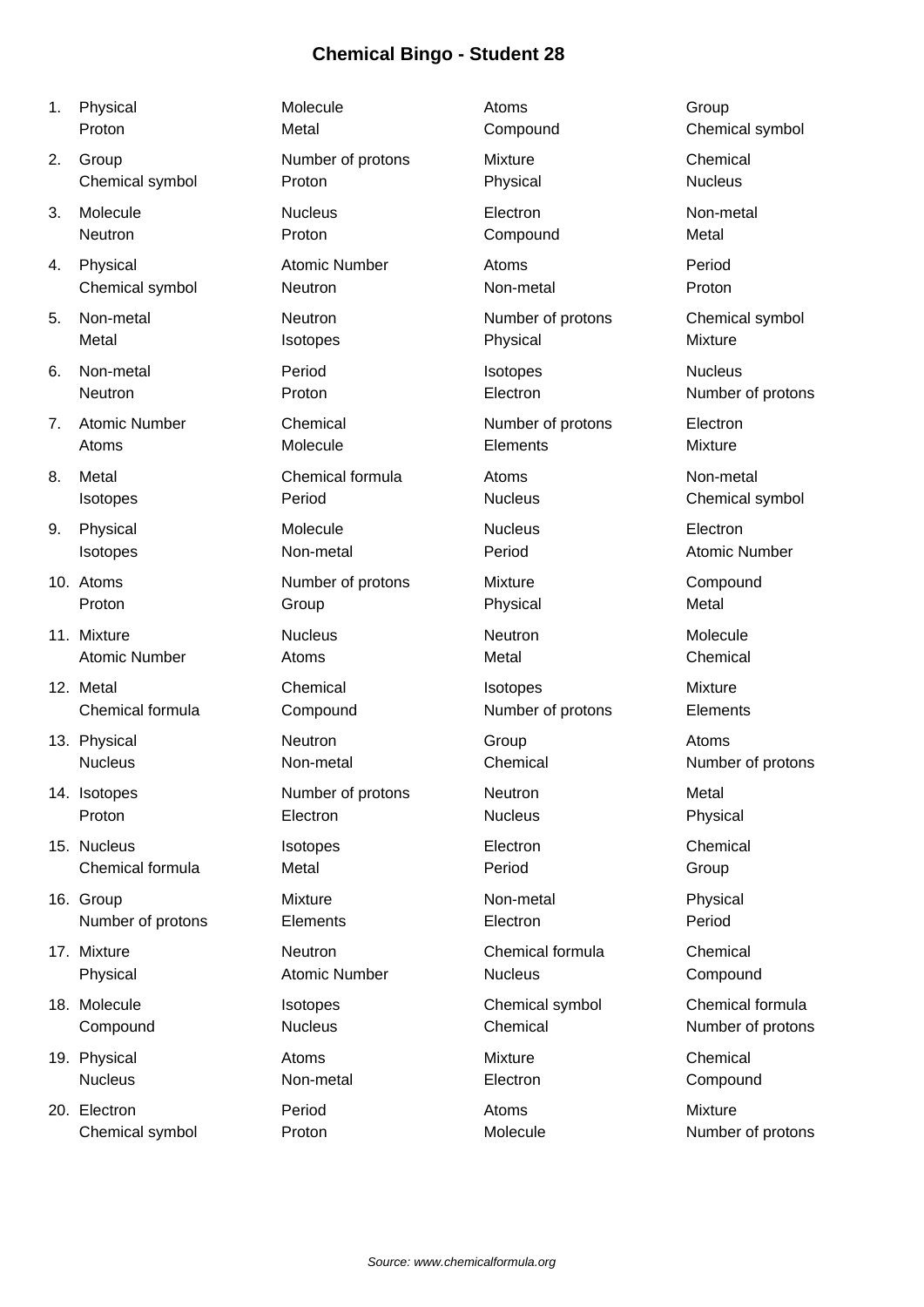# Chemical Bingo - Student 28

1. Physical, Molecule, Atoms, Group, Proton, Metal, Compound, Chemical symbol
2. Group, Number of protons, Mixture, Chemical, Chemical symbol, Proton, Physical, Nucleus
3. Molecule, Nucleus, Electron, Non-metal, Neutron, Proton, Compound, Metal
4. Physical, Atomic Number, Atoms, Period, Chemical symbol, Neutron, Non-metal, Proton
5. Non-metal, Neutron, Number of protons, Chemical symbol, Metal, Isotopes, Physical, Mixture
6. Non-metal, Period, Isotopes, Nucleus, Neutron, Proton, Electron, Number of protons
7. Atomic Number, Chemical, Number of protons, Electron, Atoms, Molecule, Elements, Mixture
8. Metal, Chemical formula, Atoms, Non-metal, Isotopes, Period, Nucleus, Chemical symbol
9. Physical, Molecule, Nucleus, Electron, Isotopes, Non-metal, Period, Atomic Number
10. Atoms, Number of protons, Mixture, Compound, Proton, Group, Physical, Metal
11. Mixture, Nucleus, Neutron, Molecule, Atomic Number, Atoms, Metal, Chemical
12. Metal, Chemical, Isotopes, Mixture, Chemical formula, Compound, Number of protons, Elements
13. Physical, Neutron, Group, Atoms, Nucleus, Non-metal, Chemical, Number of protons
14. Isotopes, Number of protons, Neutron, Metal, Proton, Electron, Nucleus, Physical
15. Nucleus, Isotopes, Electron, Chemical, Chemical formula, Metal, Period, Group
16. Group, Mixture, Non-metal, Physical, Number of protons, Elements, Electron, Period
17. Mixture, Neutron, Chemical formula, Chemical, Physical, Atomic Number, Nucleus, Compound
18. Molecule, Isotopes, Chemical symbol, Chemical formula, Compound, Nucleus, Chemical, Number of protons
19. Physical, Atoms, Mixture, Chemical, Nucleus, Non-metal, Electron, Compound
20. Electron, Period, Atoms, Mixture, Chemical symbol, Proton, Molecule, Number of protons

*Source: www.chemicalformula.org*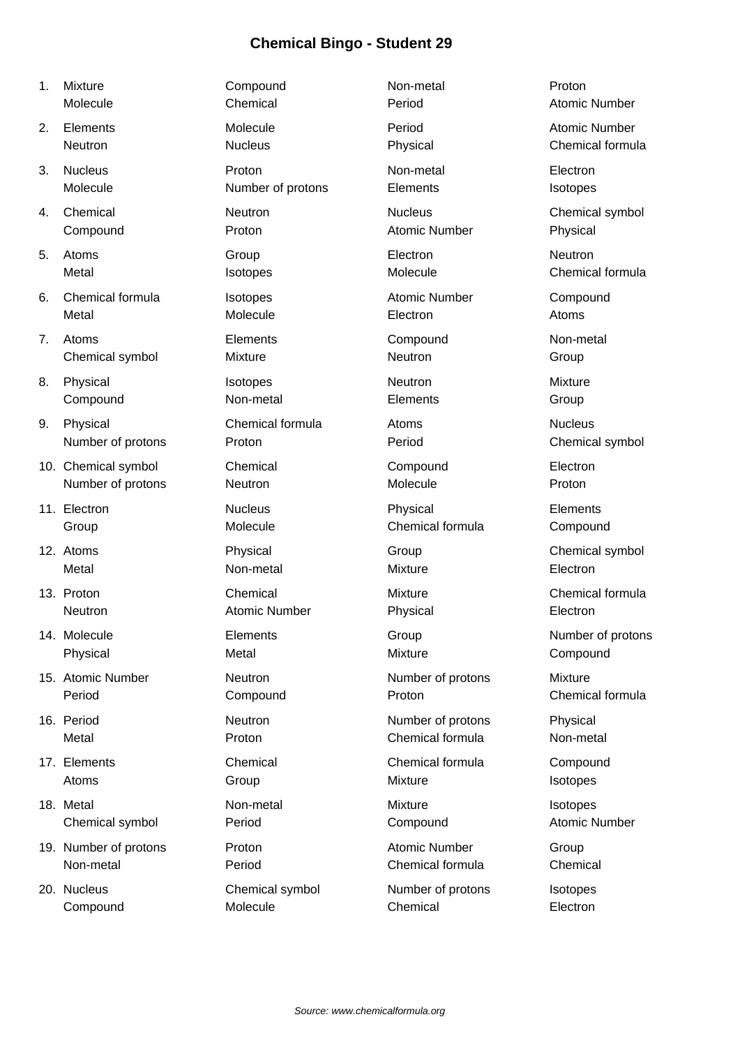# Chemical Bingo - Student 29

1. Mixture, Compound, Non-metal, Proton, Molecule, Chemical, Period, Atomic Number
2. Elements, Molecule, Period, Atomic Number, Neutron, Nucleus, Physical, Chemical formula
3. Nucleus, Proton, Non-metal, Electron, Molecule, Number of protons, Elements, Isotopes
4. Chemical, Neutron, Nucleus, Chemical symbol, Compound, Proton, Atomic Number, Physical
5. Atoms, Group, Electron, Neutron, Metal, Isotopes, Molecule, Chemical formula
6. Chemical formula, Isotopes, Atomic Number, Compound, Metal, Molecule, Electron, Atoms
7. Atoms, Elements, Compound, Non-metal, Chemical symbol, Mixture, Neutron, Group
8. Physical, Isotopes, Neutron, Mixture, Compound, Non-metal, Elements, Group
9. Physical, Chemical formula, Atoms, Nucleus, Number of protons, Proton, Period, Chemical symbol
10. Chemical symbol, Chemical, Compound, Electron, Number of protons, Neutron, Molecule, Proton
11. Electron, Nucleus, Physical, Elements, Group, Molecule, Chemical formula, Compound
12. Atoms, Physical, Group, Chemical symbol, Metal, Non-metal, Mixture, Electron
13. Proton, Chemical, Mixture, Chemical formula, Neutron, Atomic Number, Physical, Electron
14. Molecule, Elements, Group, Number of protons, Physical, Metal, Mixture, Compound
15. Atomic Number, Neutron, Number of protons, Mixture, Period, Compound, Proton, Chemical formula
16. Period, Neutron, Number of protons, Physical, Metal, Proton, Chemical formula, Non-metal
17. Elements, Chemical, Chemical formula, Compound, Atoms, Group, Mixture, Isotopes
18. Metal, Non-metal, Mixture, Isotopes, Chemical symbol, Period, Compound, Atomic Number
19. Number of protons, Proton, Atomic Number, Group, Non-metal, Period, Chemical formula, Chemical
20. Nucleus, Chemical symbol, Number of protons, Isotopes, Compound, Molecule, Chemical, Electron

*Source: www.chemicalformula.org*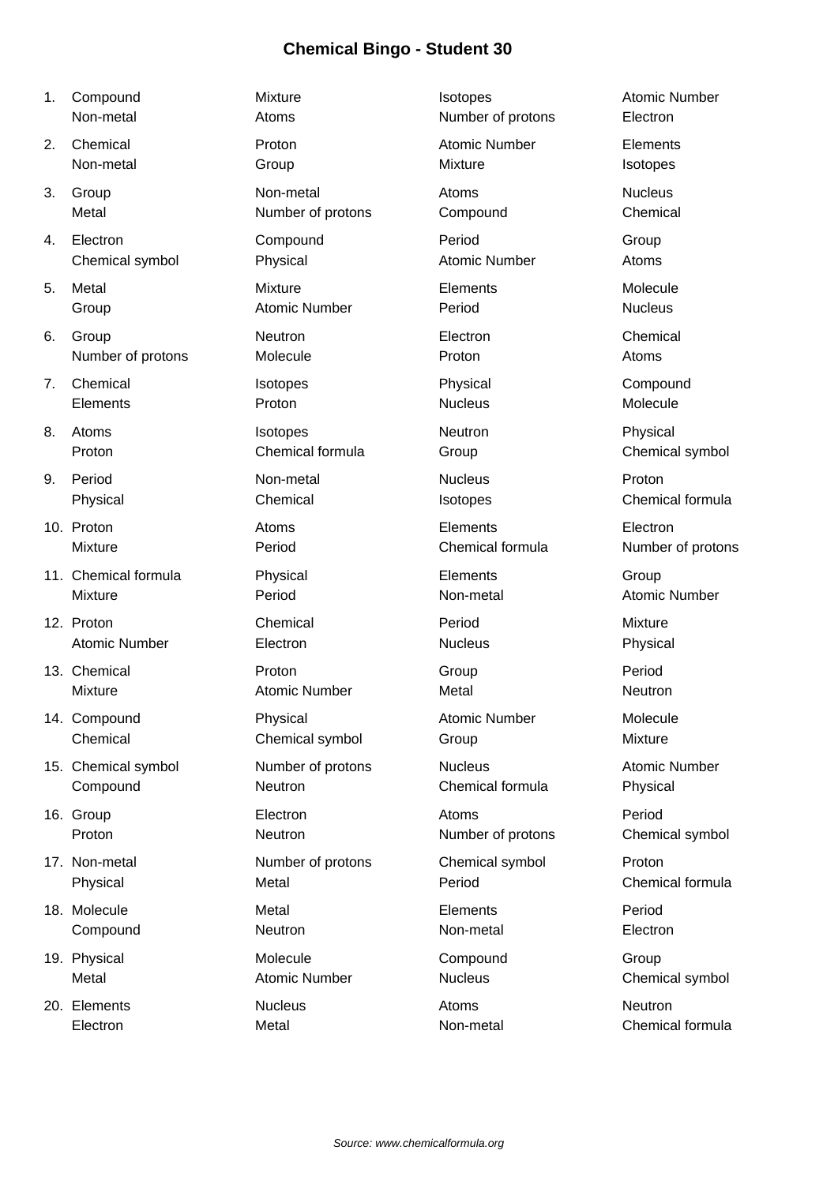# Chemical Bingo - Student 30

| # | | | | |
|---|---|---|---|---|
| 1. | Compound | Mixture | Isotopes | Atomic Number |
| | Non-metal | Atoms | Number of protons | Electron |
| 2. | Chemical | Proton | Atomic Number | Elements |
| | Non-metal | Group | Mixture | Isotopes |
| 3. | Group | Non-metal | Atoms | Nucleus |
| | Metal | Number of protons | Compound | Chemical |
| 4. | Electron | Compound | Period | Group |
| | Chemical symbol | Physical | Atomic Number | Atoms |
| 5. | Metal | Mixture | Elements | Molecule |
| | Group | Atomic Number | Period | Nucleus |
| 6. | Group | Neutron | Electron | Chemical |
| | Number of protons | Molecule | Proton | Atoms |
| 7. | Chemical | Isotopes | Physical | Compound |
| | Elements | Proton | Nucleus | Molecule |
| 8. | Atoms | Isotopes | Neutron | Physical |
| | Proton | Chemical formula | Group | Chemical symbol |
| 9. | Period | Non-metal | Nucleus | Proton |
| | Physical | Chemical | Isotopes | Chemical formula |
| 10. | Proton | Atoms | Elements | Electron |
| | Mixture | Period | Chemical formula | Number of protons |
| 11. | Chemical formula | Physical | Elements | Group |
| | Mixture | Period | Non-metal | Atomic Number |
| 12. | Proton | Chemical | Period | Mixture |
| | Atomic Number | Electron | Nucleus | Physical |
| 13. | Chemical | Proton | Group | Period |
| | Mixture | Atomic Number | Metal | Neutron |
| 14. | Compound | Physical | Atomic Number | Molecule |
| | Chemical | Chemical symbol | Group | Mixture |
| 15. | Chemical symbol | Number of protons | Nucleus | Atomic Number |
| | Compound | Neutron | Chemical formula | Physical |
| 16. | Group | Electron | Atoms | Period |
| | Proton | Neutron | Number of protons | Chemical symbol |
| 17. | Non-metal | Number of protons | Chemical symbol | Proton |
| | Physical | Metal | Period | Chemical formula |
| 18. | Molecule | Metal | Elements | Period |
| | Compound | Neutron | Non-metal | Electron |
| 19. | Physical | Molecule | Compound | Group |
| | Metal | Atomic Number | Nucleus | Chemical symbol |
| 20. | Elements | Nucleus | Atoms | Neutron |
| | Electron | Metal | Non-metal | Chemical formula |

*Source: www.chemicalformula.org*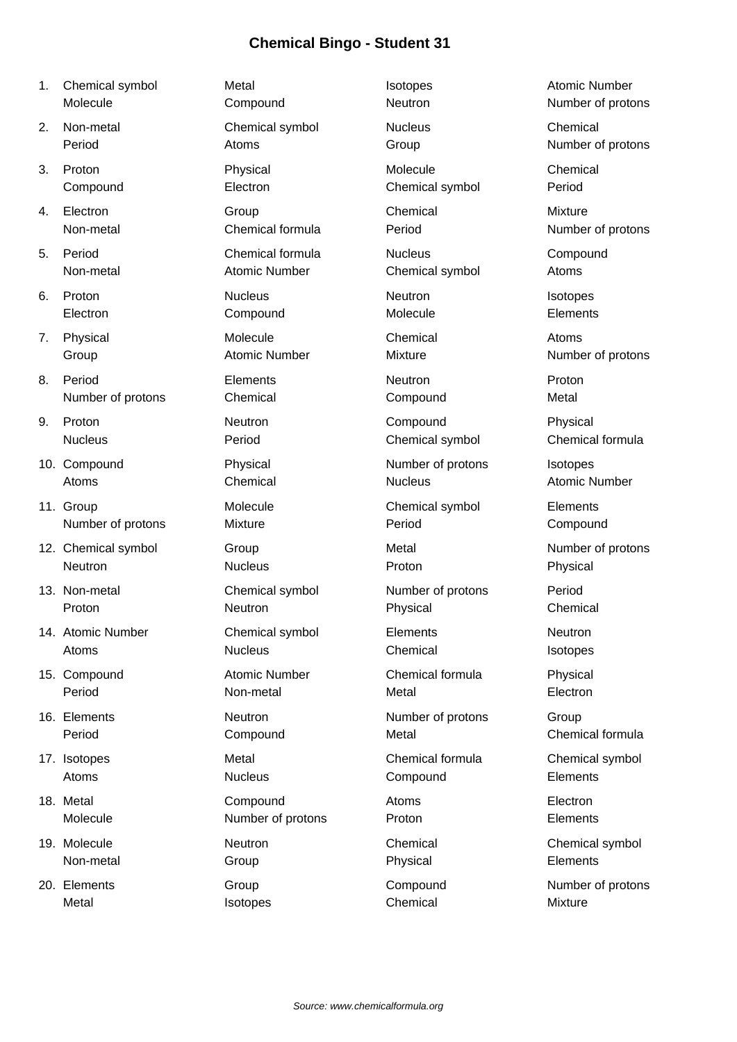# Chemical Bingo - Student 31

1. Chemical symbol, Metal, Isotopes, Atomic Number, Molecule, Compound, Neutron, Number of protons
2. Non-metal, Chemical symbol, Nucleus, Chemical, Period, Atoms, Group, Number of protons
3. Proton, Physical, Molecule, Chemical, Compound, Electron, Chemical symbol, Period
4. Electron, Group, Chemical, Mixture, Non-metal, Chemical formula, Period, Number of protons
5. Period, Chemical formula, Nucleus, Compound, Non-metal, Atomic Number, Chemical symbol, Atoms
6. Proton, Nucleus, Neutron, Isotopes, Electron, Compound, Molecule, Elements
7. Physical, Molecule, Chemical, Atoms, Group, Atomic Number, Mixture, Number of protons
8. Period, Elements, Neutron, Proton, Number of protons, Chemical, Compound, Metal
9. Proton, Neutron, Compound, Physical, Nucleus, Period, Chemical symbol, Chemical formula
10. Compound, Physical, Number of protons, Isotopes, Atoms, Chemical, Nucleus, Atomic Number
11. Group, Molecule, Chemical symbol, Elements, Number of protons, Mixture, Period, Compound
12. Chemical symbol, Group, Metal, Number of protons, Neutron, Nucleus, Proton, Physical
13. Non-metal, Chemical symbol, Number of protons, Period, Proton, Neutron, Physical, Chemical
14. Atomic Number, Chemical symbol, Elements, Neutron, Atoms, Nucleus, Chemical, Isotopes
15. Compound, Atomic Number, Chemical formula, Physical, Period, Non-metal, Metal, Electron
16. Elements, Neutron, Number of protons, Group, Period, Compound, Metal, Chemical formula
17. Isotopes, Metal, Chemical formula, Chemical symbol, Atoms, Nucleus, Compound, Elements
18. Metal, Compound, Atoms, Electron, Molecule, Number of protons, Proton, Elements
19. Molecule, Neutron, Chemical, Chemical symbol, Non-metal, Group, Physical, Elements
20. Elements, Group, Compound, Number of protons, Metal, Isotopes, Chemical, Mixture

*Source: www.chemicalformula.org*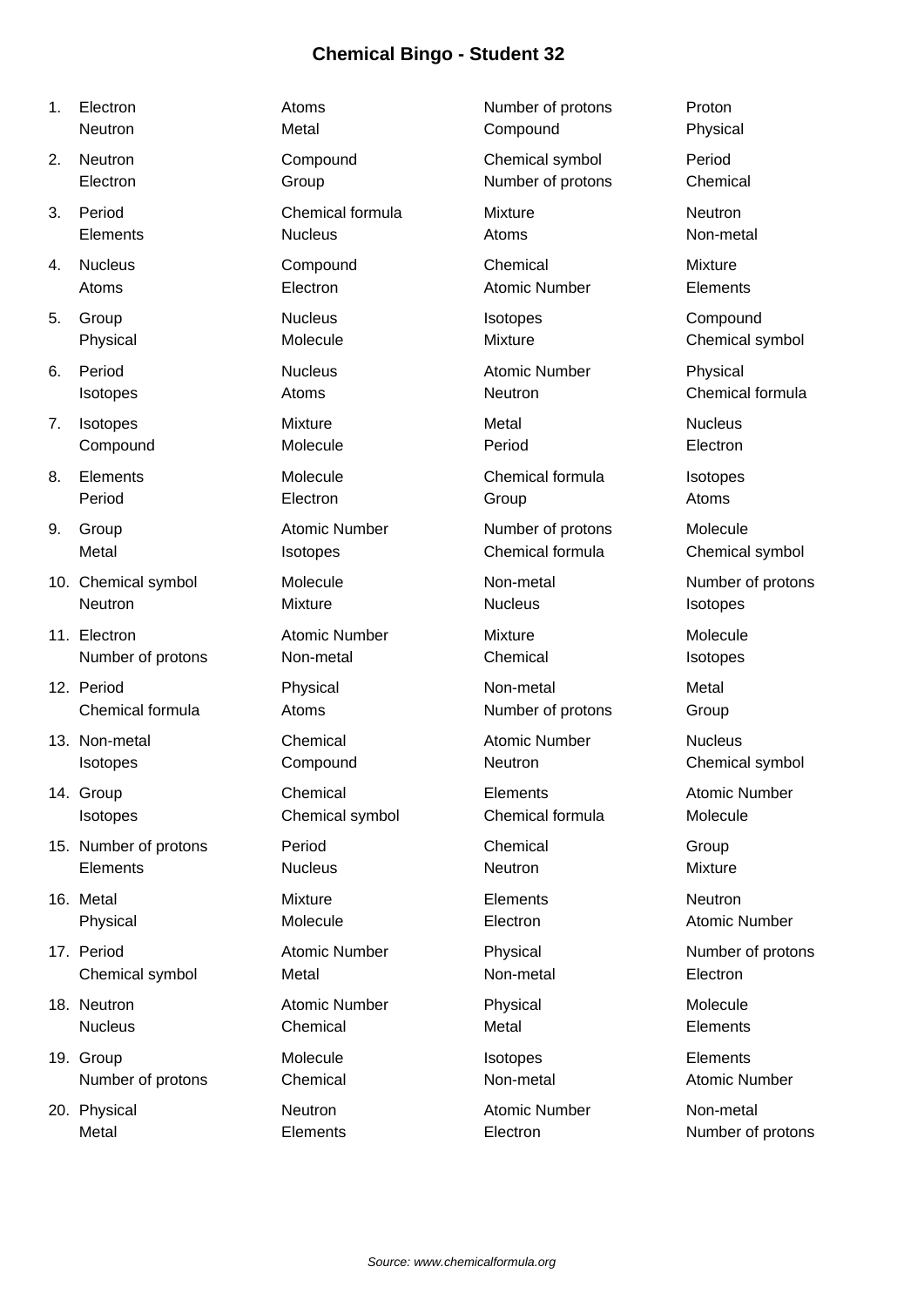# Chemical Bingo - Student 32

1. Electron, Atoms, Number of protons, Proton, Neutron, Metal, Compound, Physical
2. Neutron, Compound, Chemical symbol, Period, Electron, Group, Number of protons, Chemical
3. Period, Chemical formula, Mixture, Neutron, Elements, Nucleus, Atoms, Non-metal
4. Nucleus, Compound, Chemical, Mixture, Atoms, Electron, Atomic Number, Elements
5. Group, Nucleus, Isotopes, Compound, Physical, Molecule, Mixture, Chemical symbol
6. Period, Nucleus, Atomic Number, Physical, Isotopes, Atoms, Neutron, Chemical formula
7. Isotopes, Mixture, Metal, Nucleus, Compound, Molecule, Period, Electron
8. Elements, Molecule, Chemical formula, Isotopes, Period, Electron, Group, Atoms
9. Group, Atomic Number, Number of protons, Molecule, Metal, Isotopes, Chemical formula, Chemical symbol
10. Chemical symbol, Molecule, Non-metal, Number of protons, Neutron, Mixture, Nucleus, Isotopes
11. Electron, Atomic Number, Mixture, Molecule, Number of protons, Non-metal, Chemical, Isotopes
12. Period, Physical, Non-metal, Metal, Chemical formula, Atoms, Number of protons, Group
13. Non-metal, Chemical, Atomic Number, Nucleus, Isotopes, Compound, Neutron, Chemical symbol
14. Group, Chemical, Elements, Atomic Number, Isotopes, Chemical symbol, Chemical formula, Molecule
15. Number of protons, Period, Chemical, Group, Elements, Nucleus, Neutron, Mixture
16. Metal, Mixture, Elements, Neutron, Physical, Molecule, Electron, Atomic Number
17. Period, Atomic Number, Physical, Number of protons, Chemical symbol, Metal, Non-metal, Electron
18. Neutron, Atomic Number, Physical, Molecule, Nucleus, Chemical, Metal, Elements
19. Group, Molecule, Isotopes, Elements, Number of protons, Chemical, Non-metal, Atomic Number
20. Physical, Neutron, Atomic Number, Non-metal, Metal, Elements, Electron, Number of protons

*Source: www.chemicalformula.org*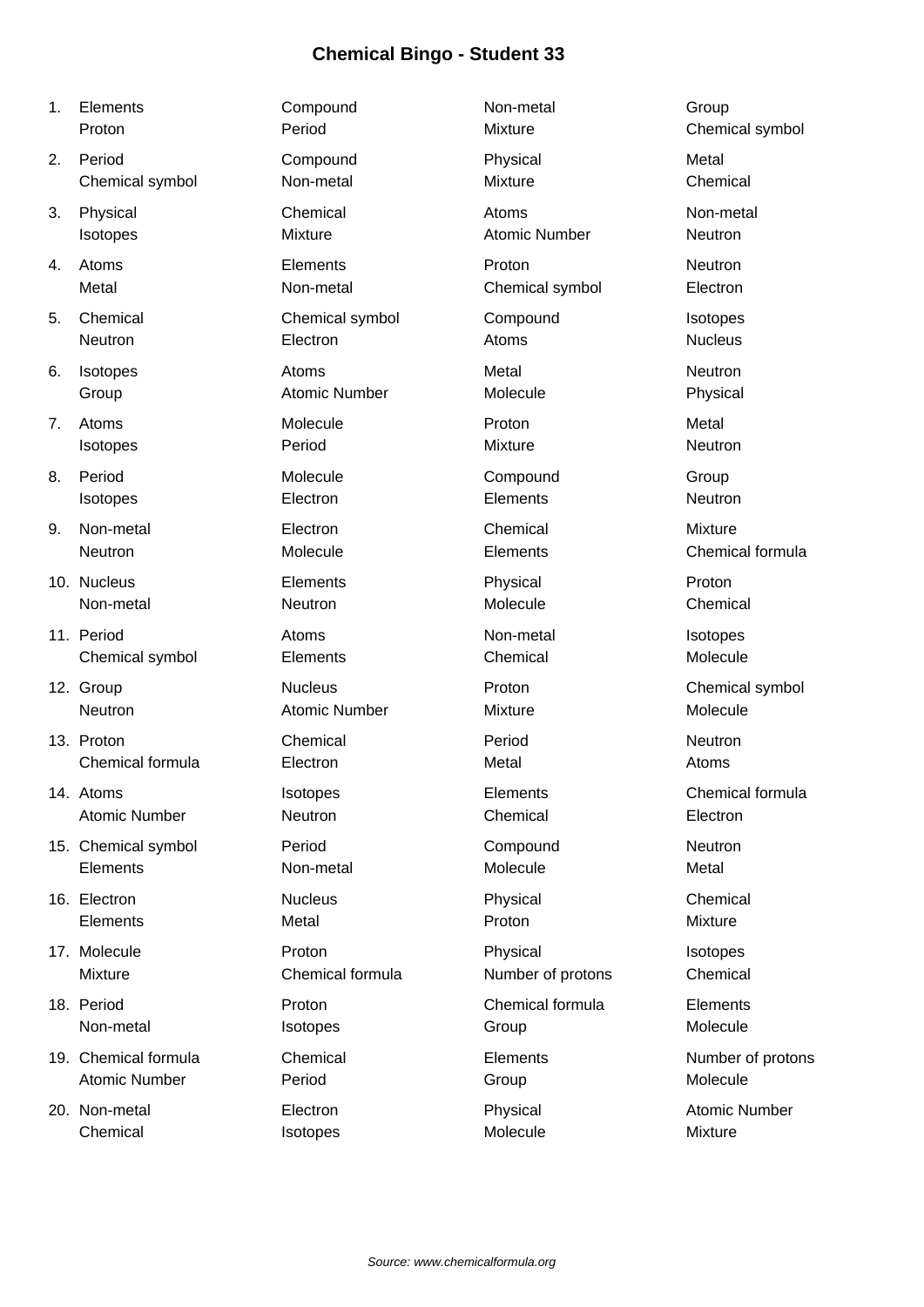# Chemical Bingo - Student 33

1. Elements, Compound, Non-metal, Group, Proton, Period, Mixture, Chemical symbol
2. Period, Compound, Physical, Metal, Chemical symbol, Non-metal, Mixture, Chemical
3. Physical, Chemical, Atoms, Non-metal, Isotopes, Mixture, Atomic Number, Neutron
4. Atoms, Elements, Proton, Neutron, Metal, Non-metal, Chemical symbol, Electron
5. Chemical, Chemical symbol, Compound, Isotopes, Neutron, Electron, Atoms, Nucleus
6. Isotopes, Atoms, Metal, Neutron, Group, Atomic Number, Molecule, Physical
7. Atoms, Molecule, Proton, Metal, Isotopes, Period, Mixture, Neutron
8. Period, Molecule, Compound, Group, Isotopes, Electron, Elements, Neutron
9. Non-metal, Electron, Chemical, Mixture, Neutron, Molecule, Elements, Chemical formula
10. Nucleus, Elements, Physical, Proton, Non-metal, Neutron, Molecule, Chemical
11. Period, Atoms, Non-metal, Isotopes, Chemical symbol, Elements, Chemical, Molecule
12. Group, Nucleus, Proton, Chemical symbol, Neutron, Atomic Number, Mixture, Molecule
13. Proton, Chemical, Period, Neutron, Chemical formula, Electron, Metal, Atoms
14. Atoms, Isotopes, Elements, Chemical formula, Atomic Number, Neutron, Chemical, Electron
15. Chemical symbol, Period, Compound, Neutron, Elements, Non-metal, Molecule, Metal
16. Electron, Nucleus, Physical, Chemical, Elements, Metal, Proton, Mixture
17. Molecule, Proton, Physical, Isotopes, Mixture, Chemical formula, Number of protons, Chemical
18. Period, Proton, Chemical formula, Elements, Non-metal, Isotopes, Group, Molecule
19. Chemical formula, Chemical, Elements, Number of protons, Atomic Number, Period, Group, Molecule
20. Non-metal, Electron, Physical, Atomic Number, Chemical, Isotopes, Molecule, Mixture

*Source: www.chemicalformula.org*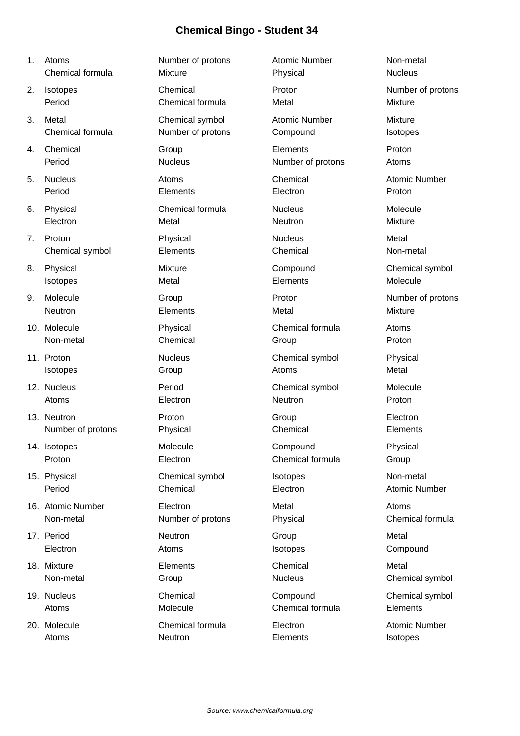# Chemical Bingo - Student 34

| # | | | | |
|---|---|---|---|---|
| 1. | Atoms | Number of protons | Atomic Number | Non-metal |
| | Chemical formula | Mixture | Physical | Nucleus |
| 2. | Isotopes | Chemical | Proton | Number of protons |
| | Period | Chemical formula | Metal | Mixture |
| 3. | Metal | Chemical symbol | Atomic Number | Mixture |
| | Chemical formula | Number of protons | Compound | Isotopes |
| 4. | Chemical | Group | Elements | Proton |
| | Period | Nucleus | Number of protons | Atoms |
| 5. | Nucleus | Atoms | Chemical | Atomic Number |
| | Period | Elements | Electron | Proton |
| 6. | Physical | Chemical formula | Nucleus | Molecule |
| | Electron | Metal | Neutron | Mixture |
| 7. | Proton | Physical | Nucleus | Metal |
| | Chemical symbol | Elements | Chemical | Non-metal |
| 8. | Physical | Mixture | Compound | Chemical symbol |
| | Isotopes | Metal | Elements | Molecule |
| 9. | Molecule | Group | Proton | Number of protons |
| | Neutron | Elements | Metal | Mixture |
| 10. | Molecule | Physical | Chemical formula | Atoms |
| | Non-metal | Chemical | Group | Proton |
| 11. | Proton | Nucleus | Chemical symbol | Physical |
| | Isotopes | Group | Atoms | Metal |
| 12. | Nucleus | Period | Chemical symbol | Molecule |
| | Atoms | Electron | Neutron | Proton |
| 13. | Neutron | Proton | Group | Electron |
| | Number of protons | Physical | Chemical | Elements |
| 14. | Isotopes | Molecule | Compound | Physical |
| | Proton | Electron | Chemical formula | Group |
| 15. | Physical | Chemical symbol | Isotopes | Non-metal |
| | Period | Chemical | Electron | Atomic Number |
| 16. | Atomic Number | Electron | Metal | Atoms |
| | Non-metal | Number of protons | Physical | Chemical formula |
| 17. | Period | Neutron | Group | Metal |
| | Electron | Atoms | Isotopes | Compound |
| 18. | Mixture | Elements | Chemical | Metal |
| | Non-metal | Group | Nucleus | Chemical symbol |
| 19. | Nucleus | Chemical | Compound | Chemical symbol |
| | Atoms | Molecule | Chemical formula | Elements |
| 20. | Molecule | Chemical formula | Electron | Atomic Number |
| | Atoms | Neutron | Elements | Isotopes |

*Source: www.chemicalformula.org*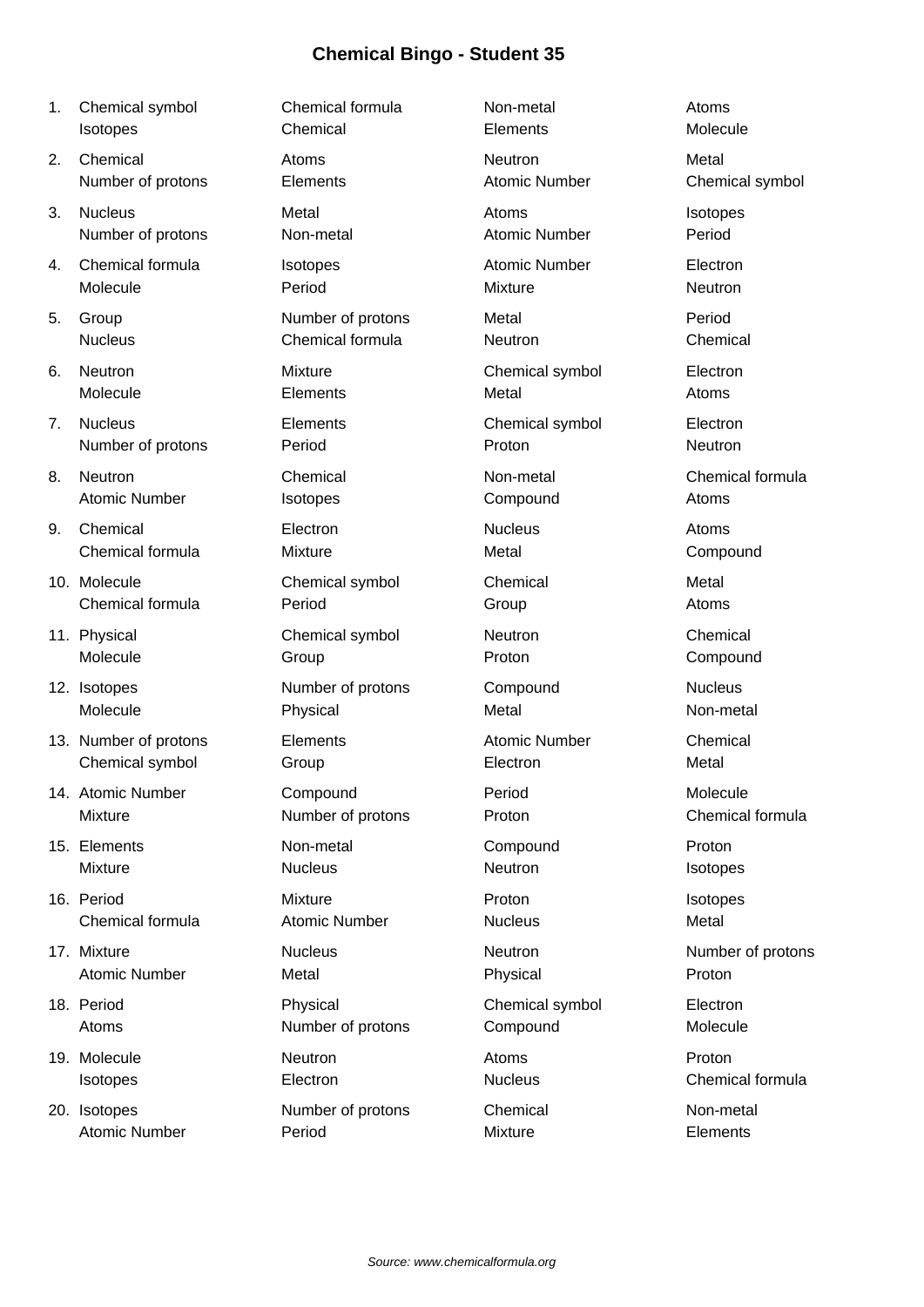# Chemical Bingo - Student 35

1. Chemical symbol, Chemical formula, Non-metal, Atoms, Isotopes, Chemical, Elements, Molecule
2. Chemical, Atoms, Neutron, Metal, Number of protons, Elements, Atomic Number, Chemical symbol
3. Nucleus, Metal, Atoms, Isotopes, Number of protons, Non-metal, Atomic Number, Period
4. Chemical formula, Isotopes, Atomic Number, Electron, Molecule, Period, Mixture, Neutron
5. Group, Number of protons, Metal, Period, Nucleus, Chemical formula, Neutron, Chemical
6. Neutron, Mixture, Chemical symbol, Electron, Molecule, Elements, Metal, Atoms
7. Nucleus, Elements, Chemical symbol, Electron, Number of protons, Period, Proton, Neutron
8. Neutron, Chemical, Non-metal, Chemical formula, Atomic Number, Isotopes, Compound, Atoms
9. Chemical, Electron, Nucleus, Atoms, Chemical formula, Mixture, Metal, Compound
10. Molecule, Chemical symbol, Chemical, Metal, Chemical formula, Period, Group, Atoms
11. Physical, Chemical symbol, Neutron, Chemical, Molecule, Group, Proton, Compound
12. Isotopes, Number of protons, Compound, Nucleus, Molecule, Physical, Metal, Non-metal
13. Number of protons, Elements, Atomic Number, Chemical, Chemical symbol, Group, Electron, Metal
14. Atomic Number, Compound, Period, Molecule, Mixture, Number of protons, Proton, Chemical formula
15. Elements, Non-metal, Compound, Proton, Mixture, Nucleus, Neutron, Isotopes
16. Period, Mixture, Proton, Isotopes, Chemical formula, Atomic Number, Nucleus, Metal
17. Mixture, Nucleus, Neutron, Number of protons, Atomic Number, Metal, Physical, Proton
18. Period, Physical, Chemical symbol, Electron, Atoms, Number of protons, Compound, Molecule
19. Molecule, Neutron, Atoms, Proton, Isotopes, Electron, Nucleus, Chemical formula
20. Isotopes, Number of protons, Chemical, Non-metal, Atomic Number, Period, Mixture, Elements

*Source: www.chemicalformula.org*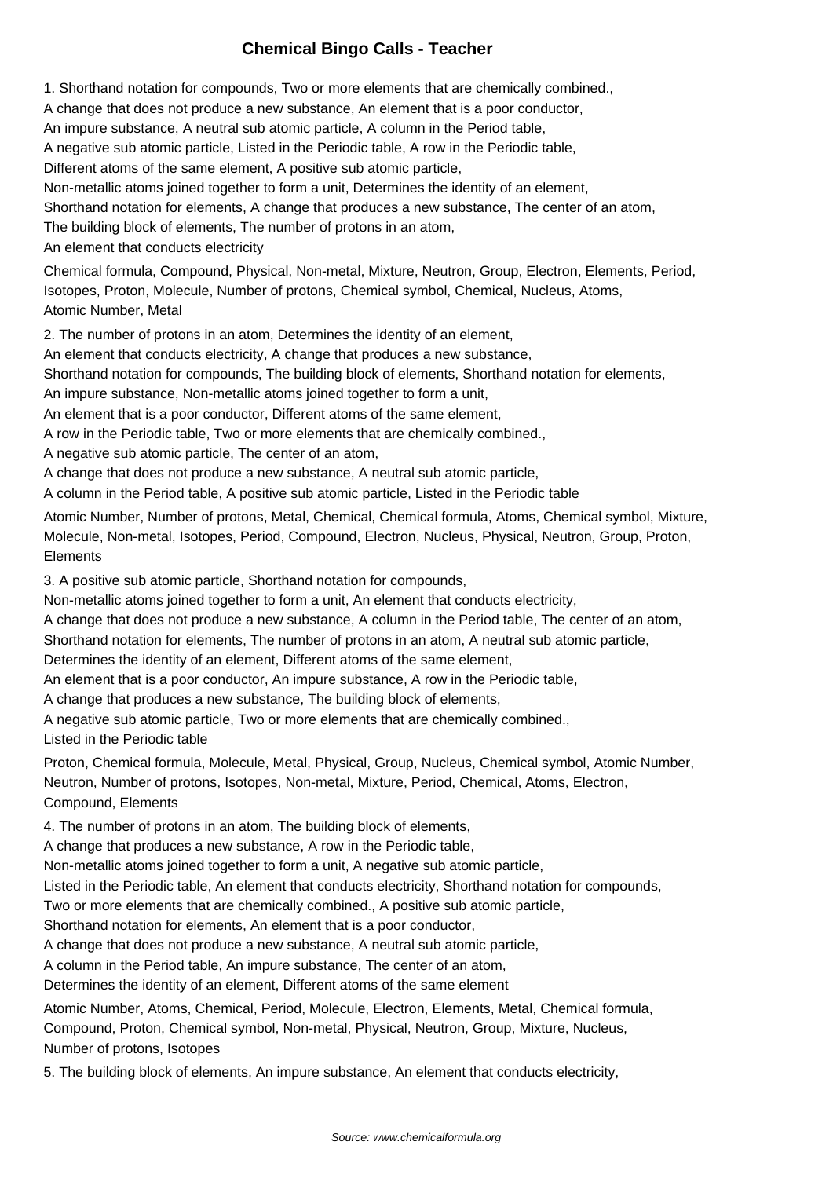## Chemical Bingo Calls - Teacher

1. Shorthand notation for compounds, Two or more elements that are chemically combined., A change that does not produce a new substance, An element that is a poor conductor, An impure substance, A neutral sub atomic particle, A column in the Period table, A negative sub atomic particle, Listed in the Periodic table, A row in the Periodic table, Different atoms of the same element, A positive sub atomic particle, Non-metallic atoms joined together to form a unit, Determines the identity of an element, Shorthand notation for elements, A change that produces a new substance, The center of an atom, The building block of elements, The number of protons in an atom, An element that conducts electricity

Chemical formula, Compound, Physical, Non-metal, Mixture, Neutron, Group, Electron, Elements, Period, Isotopes, Proton, Molecule, Number of protons, Chemical symbol, Chemical, Nucleus, Atoms, Atomic Number, Metal

2. The number of protons in an atom, Determines the identity of an element, An element that conducts electricity, A change that produces a new substance, Shorthand notation for compounds, The building block of elements, Shorthand notation for elements, An impure substance, Non-metallic atoms joined together to form a unit, An element that is a poor conductor, Different atoms of the same element, A row in the Periodic table, Two or more elements that are chemically combined., A negative sub atomic particle, The center of an atom, A change that does not produce a new substance, A neutral sub atomic particle, A column in the Period table, A positive sub atomic particle, Listed in the Periodic table

Atomic Number, Number of protons, Metal, Chemical, Chemical formula, Atoms, Chemical symbol, Mixture, Molecule, Non-metal, Isotopes, Period, Compound, Electron, Nucleus, Physical, Neutron, Group, Proton, Elements

3. A positive sub atomic particle, Shorthand notation for compounds, Non-metallic atoms joined together to form a unit, An element that conducts electricity, A change that does not produce a new substance, A column in the Period table, The center of an atom, Shorthand notation for elements, The number of protons in an atom, A neutral sub atomic particle, Determines the identity of an element, Different atoms of the same element, An element that is a poor conductor, An impure substance, A row in the Periodic table, A change that produces a new substance, The building block of elements, A negative sub atomic particle, Two or more elements that are chemically combined., Listed in the Periodic table

Proton, Chemical formula, Molecule, Metal, Physical, Group, Nucleus, Chemical symbol, Atomic Number, Neutron, Number of protons, Isotopes, Non-metal, Mixture, Period, Chemical, Atoms, Electron, Compound, Elements

4. The number of protons in an atom, The building block of elements, A change that produces a new substance, A row in the Periodic table, Non-metallic atoms joined together to form a unit, A negative sub atomic particle, Listed in the Periodic table, An element that conducts electricity, Shorthand notation for compounds, Two or more elements that are chemically combined., A positive sub atomic particle, Shorthand notation for elements, An element that is a poor conductor, A change that does not produce a new substance, A neutral sub atomic particle, A column in the Period table, An impure substance, The center of an atom, Determines the identity of an element, Different atoms of the same element

Atomic Number, Atoms, Chemical, Period, Molecule, Electron, Elements, Metal, Chemical formula, Compound, Proton, Chemical symbol, Non-metal, Physical, Neutron, Group, Mixture, Nucleus, Number of protons, Isotopes

5. The building block of elements, An impure substance, An element that conducts electricity,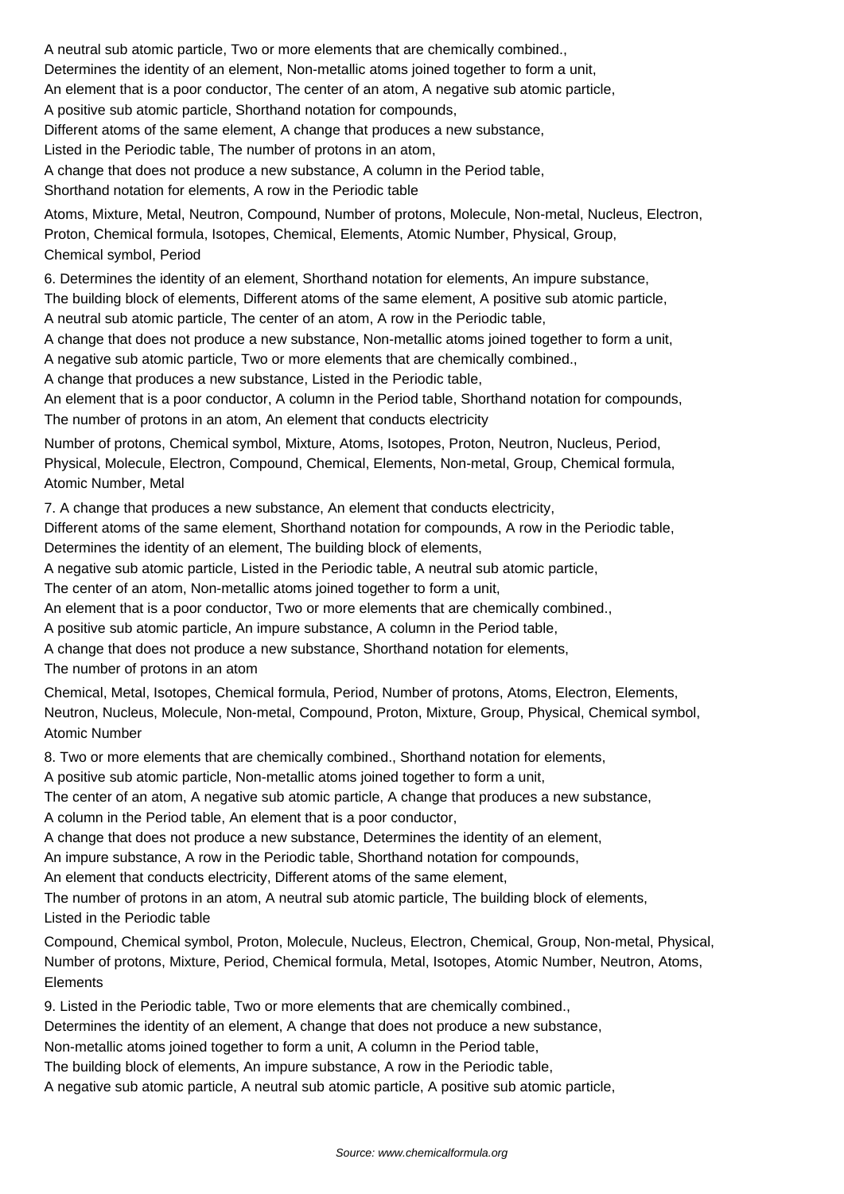A neutral sub atomic particle, Two or more elements that are chemically combined.,
Determines the identity of an element, Non-metallic atoms joined together to form a unit,
An element that is a poor conductor, The center of an atom, A negative sub atomic particle,
A positive sub atomic particle, Shorthand notation for compounds,
Different atoms of the same element, A change that produces a new substance,
Listed in the Periodic table, The number of protons in an atom,
A change that does not produce a new substance, A column in the Period table,
Shorthand notation for elements, A row in the Periodic table

Atoms, Mixture, Metal, Neutron, Compound, Number of protons, Molecule, Non-metal, Nucleus, Electron, Proton, Chemical formula, Isotopes, Chemical, Elements, Atomic Number, Physical, Group, Chemical symbol, Period

6. Determines the identity of an element, Shorthand notation for elements, An impure substance,
The building block of elements, Different atoms of the same element, A positive sub atomic particle,
A neutral sub atomic particle, The center of an atom, A row in the Periodic table,
A change that does not produce a new substance, Non-metallic atoms joined together to form a unit,
A negative sub atomic particle, Two or more elements that are chemically combined.,
A change that produces a new substance, Listed in the Periodic table,
An element that is a poor conductor, A column in the Period table, Shorthand notation for compounds,
The number of protons in an atom, An element that conducts electricity

Number of protons, Chemical symbol, Mixture, Atoms, Isotopes, Proton, Neutron, Nucleus, Period, Physical, Molecule, Electron, Compound, Chemical, Elements, Non-metal, Group, Chemical formula, Atomic Number, Metal

7. A change that produces a new substance, An element that conducts electricity,
Different atoms of the same element, Shorthand notation for compounds, A row in the Periodic table,
Determines the identity of an element, The building block of elements,
A negative sub atomic particle, Listed in the Periodic table, A neutral sub atomic particle,
The center of an atom, Non-metallic atoms joined together to form a unit,
An element that is a poor conductor, Two or more elements that are chemically combined.,
A positive sub atomic particle, An impure substance, A column in the Period table,
A change that does not produce a new substance, Shorthand notation for elements,
The number of protons in an atom

Chemical, Metal, Isotopes, Chemical formula, Period, Number of protons, Atoms, Electron, Elements, Neutron, Nucleus, Molecule, Non-metal, Compound, Proton, Mixture, Group, Physical, Chemical symbol, Atomic Number

8. Two or more elements that are chemically combined., Shorthand notation for elements,
A positive sub atomic particle, Non-metallic atoms joined together to form a unit,
The center of an atom, A negative sub atomic particle, A change that produces a new substance,
A column in the Period table, An element that is a poor conductor,
A change that does not produce a new substance, Determines the identity of an element,
An impure substance, A row in the Periodic table, Shorthand notation for compounds,
An element that conducts electricity, Different atoms of the same element,
The number of protons in an atom, A neutral sub atomic particle, The building block of elements,
Listed in the Periodic table

Compound, Chemical symbol, Proton, Molecule, Nucleus, Electron, Chemical, Group, Non-metal, Physical, Number of protons, Mixture, Period, Chemical formula, Metal, Isotopes, Atomic Number, Neutron, Atoms, Elements

9. Listed in the Periodic table, Two or more elements that are chemically combined.,
Determines the identity of an element, A change that does not produce a new substance,
Non-metallic atoms joined together to form a unit, A column in the Period table,
The building block of elements, An impure substance, A row in the Periodic table,
A negative sub atomic particle, A neutral sub atomic particle, A positive sub atomic particle,

Source: www.chemicalformula.org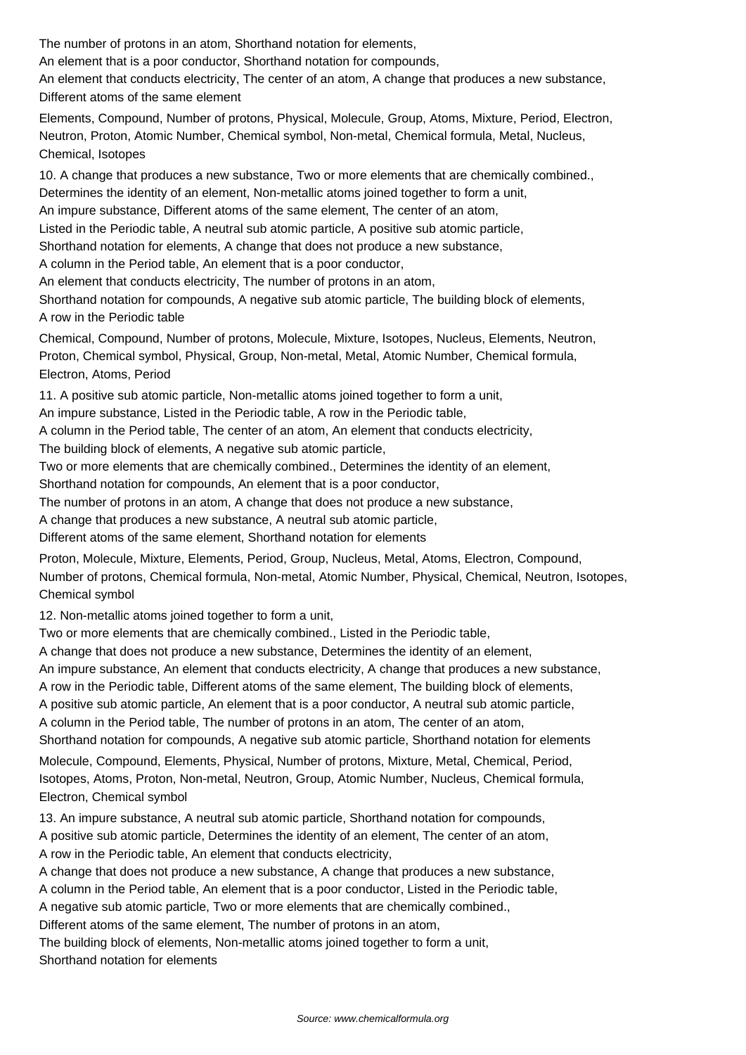The number of protons in an atom, Shorthand notation for elements,
An element that is a poor conductor, Shorthand notation for compounds,
An element that conducts electricity, The center of an atom, A change that produces a new substance,
Different atoms of the same element

Elements, Compound, Number of protons, Physical, Molecule, Group, Atoms, Mixture, Period, Electron, Neutron, Proton, Atomic Number, Chemical symbol, Non-metal, Chemical formula, Metal, Nucleus, Chemical, Isotopes

10. A change that produces a new substance, Two or more elements that are chemically combined.,
Determines the identity of an element, Non-metallic atoms joined together to form a unit,
An impure substance, Different atoms of the same element, The center of an atom,
Listed in the Periodic table, A neutral sub atomic particle, A positive sub atomic particle,
Shorthand notation for elements, A change that does not produce a new substance,
A column in the Period table, An element that is a poor conductor,
An element that conducts electricity, The number of protons in an atom,
Shorthand notation for compounds, A negative sub atomic particle, The building block of elements,
A row in the Periodic table

Chemical, Compound, Number of protons, Molecule, Mixture, Isotopes, Nucleus, Elements, Neutron, Proton, Chemical symbol, Physical, Group, Non-metal, Metal, Atomic Number, Chemical formula, Electron, Atoms, Period

11. A positive sub atomic particle, Non-metallic atoms joined together to form a unit,
An impure substance, Listed in the Periodic table, A row in the Periodic table,
A column in the Period table, The center of an atom, An element that conducts electricity,
The building block of elements, A negative sub atomic particle,
Two or more elements that are chemically combined., Determines the identity of an element,
Shorthand notation for compounds, An element that is a poor conductor,
The number of protons in an atom, A change that does not produce a new substance,
A change that produces a new substance, A neutral sub atomic particle,
Different atoms of the same element, Shorthand notation for elements

Proton, Molecule, Mixture, Elements, Period, Group, Nucleus, Metal, Atoms, Electron, Compound, Number of protons, Chemical formula, Non-metal, Atomic Number, Physical, Chemical, Neutron, Isotopes, Chemical symbol

12. Non-metallic atoms joined together to form a unit,
Two or more elements that are chemically combined., Listed in the Periodic table,
A change that does not produce a new substance, Determines the identity of an element,
An impure substance, An element that conducts electricity, A change that produces a new substance,
A row in the Periodic table, Different atoms of the same element, The building block of elements,
A positive sub atomic particle, An element that is a poor conductor, A neutral sub atomic particle,
A column in the Period table, The number of protons in an atom, The center of an atom,
Shorthand notation for compounds, A negative sub atomic particle, Shorthand notation for elements

Molecule, Compound, Elements, Physical, Number of protons, Mixture, Metal, Chemical, Period, Isotopes, Atoms, Proton, Non-metal, Neutron, Group, Atomic Number, Nucleus, Chemical formula, Electron, Chemical symbol

13. An impure substance, A neutral sub atomic particle, Shorthand notation for compounds,
A positive sub atomic particle, Determines the identity of an element, The center of an atom,
A row in the Periodic table, An element that conducts electricity,
A change that does not produce a new substance, A change that produces a new substance,
A column in the Period table, An element that is a poor conductor, Listed in the Periodic table,
A negative sub atomic particle, Two or more elements that are chemically combined.,
Different atoms of the same element, The number of protons in an atom,
The building block of elements, Non-metallic atoms joined together to form a unit,
Shorthand notation for elements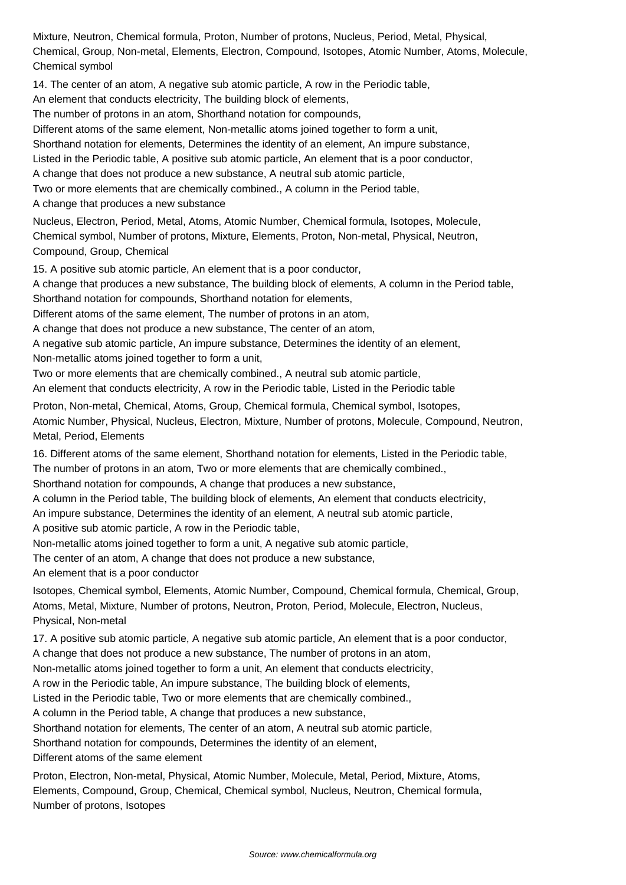Mixture, Neutron, Chemical formula, Proton, Number of protons, Nucleus, Period, Metal, Physical, Chemical, Group, Non-metal, Elements, Electron, Compound, Isotopes, Atomic Number, Atoms, Molecule, Chemical symbol

14. The center of an atom, A negative sub atomic particle, A row in the Periodic table,
An element that conducts electricity, The building block of elements,
The number of protons in an atom, Shorthand notation for compounds,
Different atoms of the same element, Non-metallic atoms joined together to form a unit,
Shorthand notation for elements, Determines the identity of an element, An impure substance,
Listed in the Periodic table, A positive sub atomic particle, An element that is a poor conductor,
A change that does not produce a new substance, A neutral sub atomic particle,
Two or more elements that are chemically combined., A column in the Period table,
A change that produces a new substance

Nucleus, Electron, Period, Metal, Atoms, Atomic Number, Chemical formula, Isotopes, Molecule, Chemical symbol, Number of protons, Mixture, Elements, Proton, Non-metal, Physical, Neutron, Compound, Group, Chemical

15. A positive sub atomic particle, An element that is a poor conductor,
A change that produces a new substance, The building block of elements, A column in the Period table,
Shorthand notation for compounds, Shorthand notation for elements,
Different atoms of the same element, The number of protons in an atom,
A change that does not produce a new substance, The center of an atom,
A negative sub atomic particle, An impure substance, Determines the identity of an element,
Non-metallic atoms joined together to form a unit,
Two or more elements that are chemically combined., A neutral sub atomic particle,
An element that conducts electricity, A row in the Periodic table, Listed in the Periodic table

Proton, Non-metal, Chemical, Atoms, Group, Chemical formula, Chemical symbol, Isotopes, Atomic Number, Physical, Nucleus, Electron, Mixture, Number of protons, Molecule, Compound, Neutron, Metal, Period, Elements

16. Different atoms of the same element, Shorthand notation for elements, Listed in the Periodic table,
The number of protons in an atom, Two or more elements that are chemically combined.,
Shorthand notation for compounds, A change that produces a new substance,
A column in the Period table, The building block of elements, An element that conducts electricity,
An impure substance, Determines the identity of an element, A neutral sub atomic particle,
A positive sub atomic particle, A row in the Periodic table,
Non-metallic atoms joined together to form a unit, A negative sub atomic particle,
The center of an atom, A change that does not produce a new substance,
An element that is a poor conductor

Isotopes, Chemical symbol, Elements, Atomic Number, Compound, Chemical formula, Chemical, Group, Atoms, Metal, Mixture, Number of protons, Neutron, Proton, Period, Molecule, Electron, Nucleus, Physical, Non-metal

17. A positive sub atomic particle, A negative sub atomic particle, An element that is a poor conductor,
A change that does not produce a new substance, The number of protons in an atom,
Non-metallic atoms joined together to form a unit, An element that conducts electricity,
A row in the Periodic table, An impure substance, The building block of elements,
Listed in the Periodic table, Two or more elements that are chemically combined.,
A column in the Period table, A change that produces a new substance,
Shorthand notation for elements, The center of an atom, A neutral sub atomic particle,
Shorthand notation for compounds, Determines the identity of an element,
Different atoms of the same element

Proton, Electron, Non-metal, Physical, Atomic Number, Molecule, Metal, Period, Mixture, Atoms, Elements, Compound, Group, Chemical, Chemical symbol, Nucleus, Neutron, Chemical formula, Number of protons, Isotopes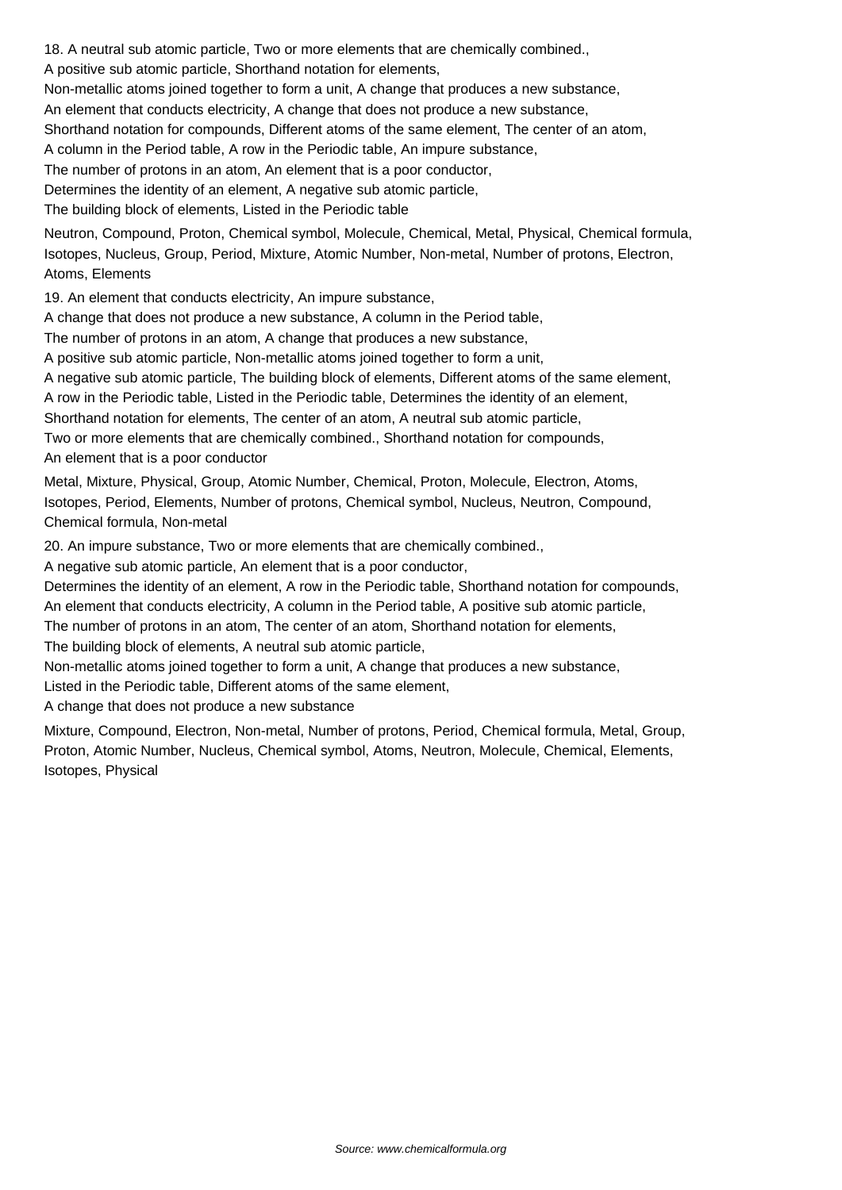18. A neutral sub atomic particle, Two or more elements that are chemically combined.,
A positive sub atomic particle, Shorthand notation for elements,
Non-metallic atoms joined together to form a unit, A change that produces a new substance,
An element that conducts electricity, A change that does not produce a new substance,
Shorthand notation for compounds, Different atoms of the same element, The center of an atom,
A column in the Period table, A row in the Periodic table, An impure substance,
The number of protons in an atom, An element that is a poor conductor,
Determines the identity of an element, A negative sub atomic particle,
The building block of elements, Listed in the Periodic table

Neutron, Compound, Proton, Chemical symbol, Molecule, Chemical, Metal, Physical, Chemical formula, Isotopes, Nucleus, Group, Period, Mixture, Atomic Number, Non-metal, Number of protons, Electron, Atoms, Elements

19. An element that conducts electricity, An impure substance,
A change that does not produce a new substance, A column in the Period table,
The number of protons in an atom, A change that produces a new substance,
A positive sub atomic particle, Non-metallic atoms joined together to form a unit,
A negative sub atomic particle, The building block of elements, Different atoms of the same element,
A row in the Periodic table, Listed in the Periodic table, Determines the identity of an element,
Shorthand notation for elements, The center of an atom, A neutral sub atomic particle,
Two or more elements that are chemically combined., Shorthand notation for compounds,
An element that is a poor conductor

Metal, Mixture, Physical, Group, Atomic Number, Chemical, Proton, Molecule, Electron, Atoms, Isotopes, Period, Elements, Number of protons, Chemical symbol, Nucleus, Neutron, Compound, Chemical formula, Non-metal

20. An impure substance, Two or more elements that are chemically combined.,
A negative sub atomic particle, An element that is a poor conductor,
Determines the identity of an element, A row in the Periodic table, Shorthand notation for compounds,
An element that conducts electricity, A column in the Period table, A positive sub atomic particle,
The number of protons in an atom, The center of an atom, Shorthand notation for elements,
The building block of elements, A neutral sub atomic particle,
Non-metallic atoms joined together to form a unit, A change that produces a new substance,
Listed in the Periodic table, Different atoms of the same element,
A change that does not produce a new substance

Mixture, Compound, Electron, Non-metal, Number of protons, Period, Chemical formula, Metal, Group, Proton, Atomic Number, Nucleus, Chemical symbol, Atoms, Neutron, Molecule, Chemical, Elements, Isotopes, Physical

Source: www.chemicalformula.org